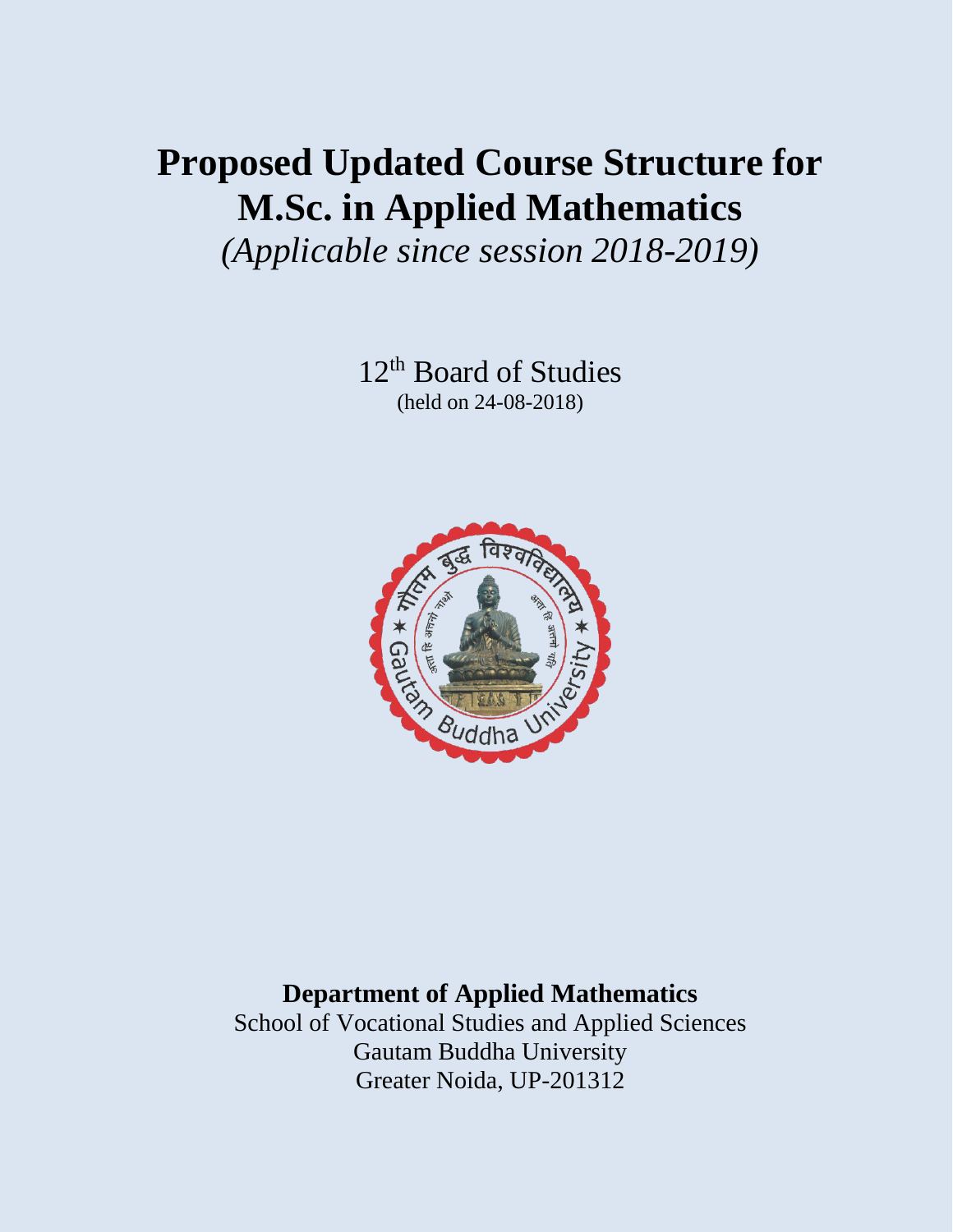# Proposed Updated Course Structure for M.Sc. in Applied Mathematics

*(Applicable since session 2018-2019)*

12th Board of Studies
(held on 24-08-2018)

**Department of Applied Mathematics**
School of Vocational Studies and Applied Sciences
Gautam Buddha University
Greater Noida, UP-201312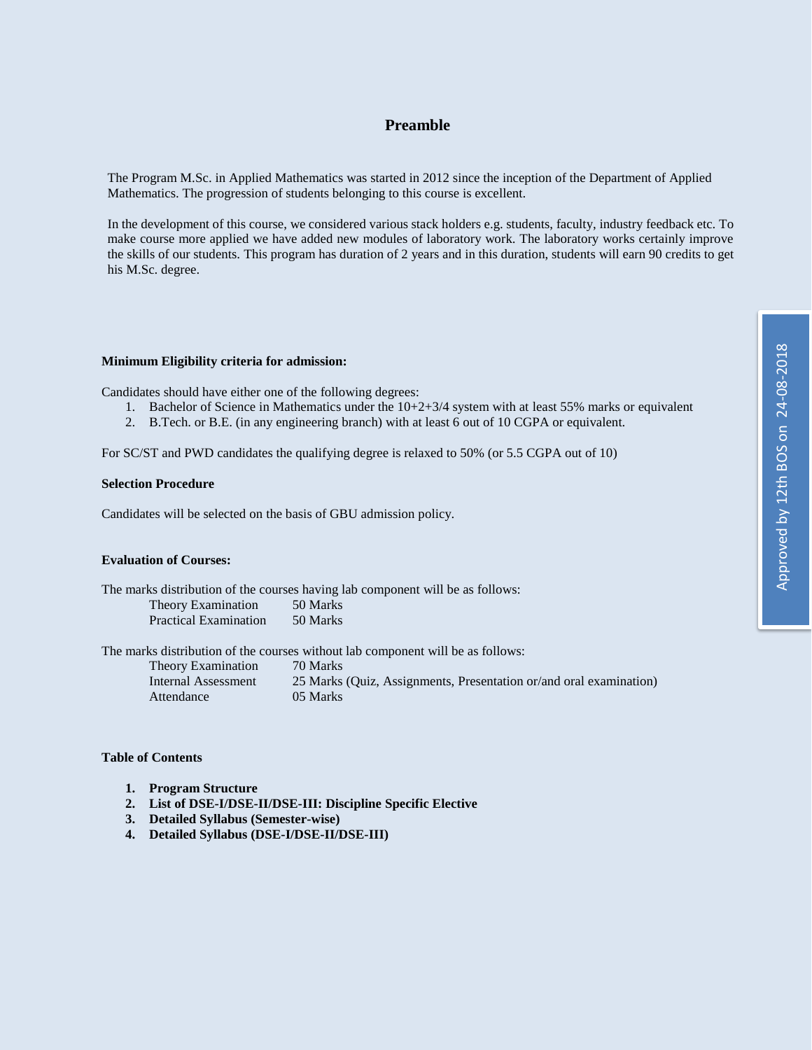# Preamble

The Program M.Sc. in Applied Mathematics was started in 2012 since the inception of the Department of Applied Mathematics. The progression of students belonging to this course is excellent.

In the development of this course, we considered various stack holders e.g. students, faculty, industry feedback etc. To make course more applied we have added new modules of laboratory work. The laboratory works certainly improve the skills of our students. This program has duration of 2 years and in this duration, students will earn 90 credits to get his M.Sc. degree.

Approved by 12th BOS on 24-08-2018

**Minimum Eligibility criteria for admission:**

Candidates should have either one of the following degrees:

1. Bachelor of Science in Mathematics under the 10+2+3/4 system with at least 55% marks or equivalent
2. B.Tech. or B.E. (in any engineering branch) with at least 6 out of 10 CGPA or equivalent.

For SC/ST and PWD candidates the qualifying degree is relaxed to 50% (or 5.5 CGPA out of 10)

**Selection Procedure**

Candidates will be selected on the basis of GBU admission policy.

**Evaluation of Courses:**

The marks distribution of the courses having lab component will be as follows:

| | |
|---|---|
| Theory Examination | 50 Marks |
| Practical Examination | 50 Marks |

The marks distribution of the courses without lab component will be as follows:

| | |
|---|---|
| Theory Examination | 70 Marks |
| Internal Assessment | 25 Marks (Quiz, Assignments, Presentation or/and oral examination) |
| Attendance | 05 Marks |

**Table of Contents**

1. **Program Structure**
2. **List of DSE-I/DSE-II/DSE-III: Discipline Specific Elective**
3. **Detailed Syllabus (Semester-wise)**
4. **Detailed Syllabus (DSE-I/DSE-II/DSE-III)**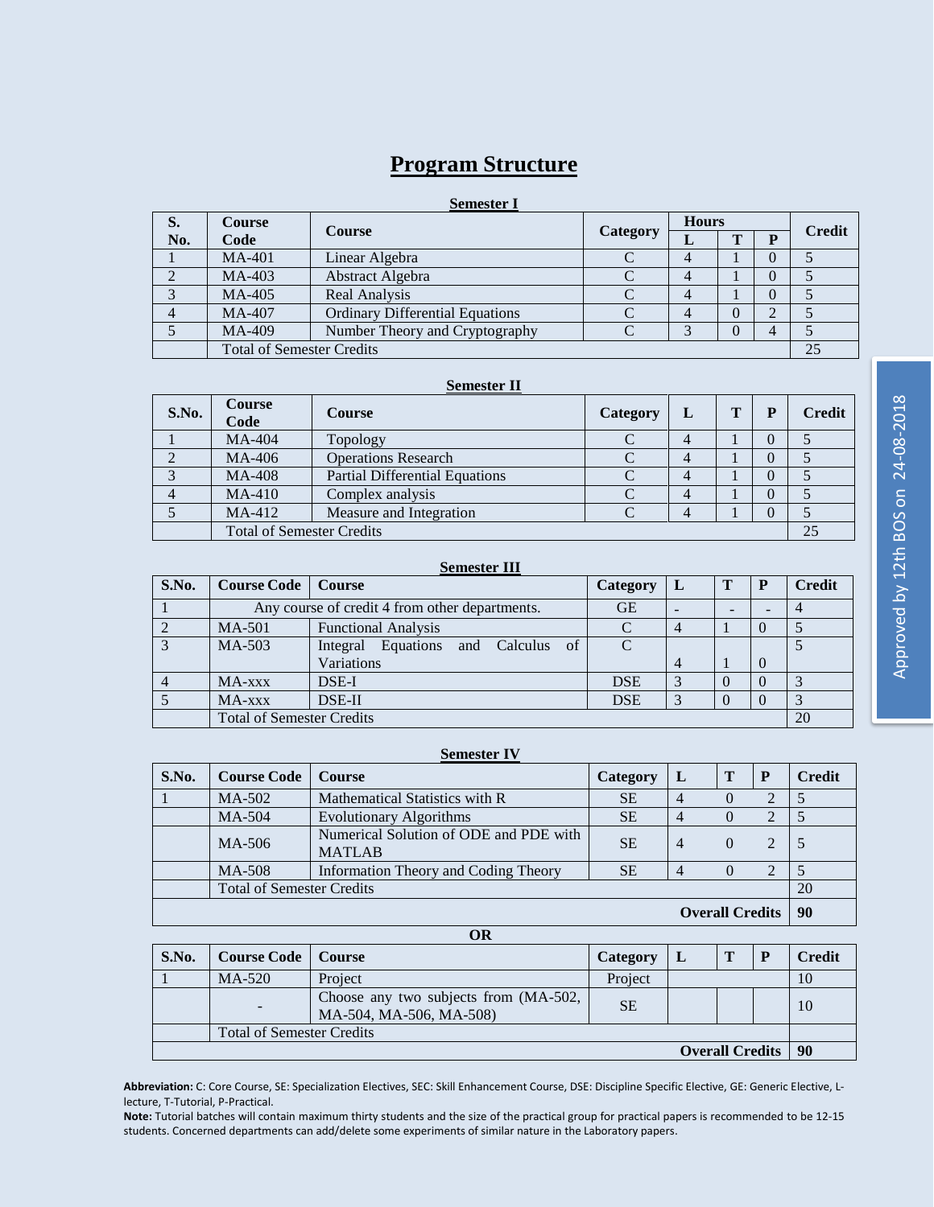# Program Structure

**Semester I**

| S. No. | Course Code | Course | Category | Hours | | | Credit |
|---|---|---|---|---|---|---|---|
| | | | | L | T | P | |
| 1 | MA-401 | Linear Algebra | C | 4 | 1 | 0 | 5 |
| 2 | MA-403 | Abstract Algebra | C | 4 | 1 | 0 | 5 |
| 3 | MA-405 | Real Analysis | C | 4 | 1 | 0 | 5 |
| 4 | MA-407 | Ordinary Differential Equations | C | 4 | 0 | 2 | 5 |
| 5 | MA-409 | Number Theory and Cryptography | C | 3 | 0 | 4 | 5 |
| | Total of Semester Credits | | | | | | 25 |

**Semester II**

| S.No. | Course Code | Course | Category | L | T | P | Credit |
|---|---|---|---|---|---|---|---|
| 1 | MA-404 | Topology | C | 4 | 1 | 0 | 5 |
| 2 | MA-406 | Operations Research | C | 4 | 1 | 0 | 5 |
| 3 | MA-408 | Partial Differential Equations | C | 4 | 1 | 0 | 5 |
| 4 | MA-410 | Complex analysis | C | 4 | 1 | 0 | 5 |
| 5 | MA-412 | Measure and Integration | C | 4 | 1 | 0 | 5 |
| | Total of Semester Credits | | | | | | 25 |

**Semester III**

| S.No. | Course Code | Course | Category | L | T | P | Credit |
|---|---|---|---|---|---|---|---|
| 1 | Any course of credit 4 from other departments. | | GE | - | - | - | 4 |
| 2 | MA-501 | Functional Analysis | C | 4 | 1 | 0 | 5 |
| 3 | MA-503 | Integral Equations and Calculus of Variations | C | 4 | 1 | 0 | 5 |
| 4 | MA-xxx | DSE-I | DSE | 3 | 0 | 0 | 3 |
| 5 | MA-xxx | DSE-II | DSE | 3 | 0 | 0 | 3 |
| | Total of Semester Credits | | | | | | 20 |

**Semester IV**

| S.No. | Course Code | Course | Category | L | T | P | Credit |
|---|---|---|---|---|---|---|---|
| 1 | MA-502 | Mathematical Statistics with R | SE | 4 | 0 | 2 | 5 |
| | MA-504 | Evolutionary Algorithms | SE | 4 | 0 | 2 | 5 |
| | MA-506 | Numerical Solution of ODE and PDE with MATLAB | SE | 4 | 0 | 2 | 5 |
| | MA-508 | Information Theory and Coding Theory | SE | 4 | 0 | 2 | 5 |
| | Total of Semester Credits | | | | | | 20 |
| | | | | | | **Overall Credits** | **90** |

**OR**

| S.No. | Course Code | Course | Category | L | T | P | Credit |
|---|---|---|---|---|---|---|---|
| 1 | MA-520 | Project | Project | | | | 10 |
| | - | Choose any two subjects from (MA-502, MA-504, MA-506, MA-508) | SE | | | | 10 |
| | Total of Semester Credits | | | | | | |
| | | | | | | **Overall Credits** | **90** |

**Abbreviation:** C: Core Course, SE: Specialization Electives, SEC: Skill Enhancement Course, DSE: Discipline Specific Elective, GE: Generic Elective, L-lecture, T-Tutorial, P-Practical.

**Note:** Tutorial batches will contain maximum thirty students and the size of the practical group for practical papers is recommended to be 12-15 students. Concerned departments can add/delete some experiments of similar nature in the Laboratory papers.

Approved by 12th BOS on 24-08-2018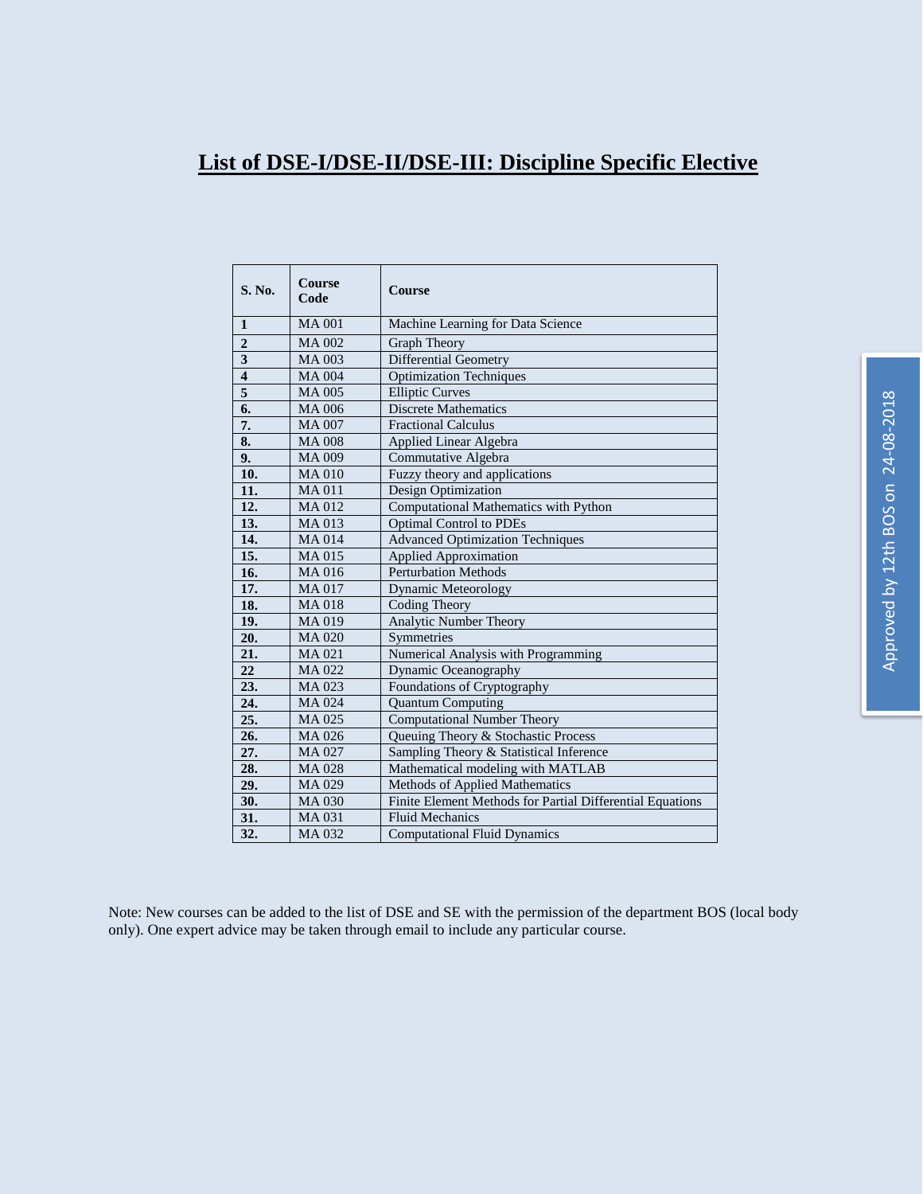# List of DSE-I/DSE-II/DSE-III: Discipline Specific Elective

| S. No. | Course Code | Course |
|---|---|---|
| 1 | MA 001 | Machine Learning for Data Science |
| 2 | MA 002 | Graph Theory |
| 3 | MA 003 | Differential Geometry |
| 4 | MA 004 | Optimization Techniques |
| 5 | MA 005 | Elliptic Curves |
| 6. | MA 006 | Discrete Mathematics |
| 7. | MA 007 | Fractional Calculus |
| 8. | MA 008 | Applied Linear Algebra |
| 9. | MA 009 | Commutative Algebra |
| 10. | MA 010 | Fuzzy theory and applications |
| 11. | MA 011 | Design Optimization |
| 12. | MA 012 | Computational Mathematics with Python |
| 13. | MA 013 | Optimal Control to PDEs |
| 14. | MA 014 | Advanced Optimization Techniques |
| 15. | MA 015 | Applied Approximation |
| 16. | MA 016 | Perturbation Methods |
| 17. | MA 017 | Dynamic Meteorology |
| 18. | MA 018 | Coding Theory |
| 19. | MA 019 | Analytic Number Theory |
| 20. | MA 020 | Symmetries |
| 21. | MA 021 | Numerical Analysis with Programming |
| 22 | MA 022 | Dynamic Oceanography |
| 23. | MA 023 | Foundations of Cryptography |
| 24. | MA 024 | Quantum Computing |
| 25. | MA 025 | Computational Number Theory |
| 26. | MA 026 | Queuing Theory & Stochastic Process |
| 27. | MA 027 | Sampling Theory & Statistical Inference |
| 28. | MA 028 | Mathematical modeling with MATLAB |
| 29. | MA 029 | Methods of Applied Mathematics |
| 30. | MA 030 | Finite Element Methods for Partial Differential Equations |
| 31. | MA 031 | Fluid Mechanics |
| 32. | MA 032 | Computational Fluid Dynamics |

Note: New courses can be added to the list of DSE and SE with the permission of the department BOS (local body only). One expert advice may be taken through email to include any particular course.

Approved by 12th BOS on 24-08-2018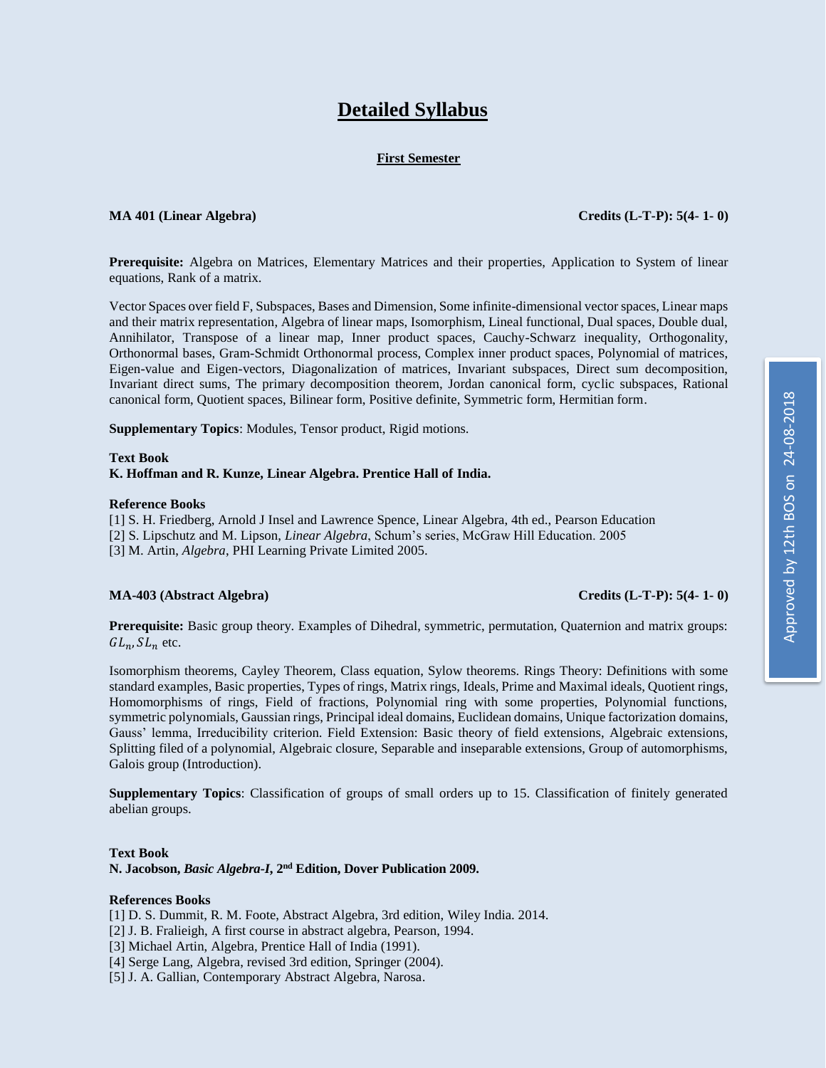# Detailed Syllabus

## First Semester

**MA 401 (Linear Algebra)** **Credits (L-T-P): 5(4- 1- 0)**

**Prerequisite:** Algebra on Matrices, Elementary Matrices and their properties, Application to System of linear equations, Rank of a matrix.

Vector Spaces over field F, Subspaces, Bases and Dimension, Some infinite-dimensional vector spaces, Linear maps and their matrix representation, Algebra of linear maps, Isomorphism, Lineal functional, Dual spaces, Double dual, Annihilator, Transpose of a linear map, Inner product spaces, Cauchy-Schwarz inequality, Orthogonality, Orthonormal bases, Gram-Schmidt Orthonormal process, Complex inner product spaces, Polynomial of matrices, Eigen-value and Eigen-vectors, Diagonalization of matrices, Invariant subspaces, Direct sum decomposition, Invariant direct sums, The primary decomposition theorem, Jordan canonical form, cyclic subspaces, Rational canonical form, Quotient spaces, Bilinear form, Positive definite, Symmetric form, Hermitian form.

**Supplementary Topics**: Modules, Tensor product, Rigid motions.

**Text Book**
**K. Hoffman and R. Kunze, Linear Algebra. Prentice Hall of India.**

**Reference Books**
[1] S. H. Friedberg, Arnold J Insel and Lawrence Spence, Linear Algebra, 4th ed., Pearson Education
[2] S. Lipschutz and M. Lipson, *Linear Algebra*, Schum's series, McGraw Hill Education. 2005
[3] M. Artin, *Algebra*, PHI Learning Private Limited 2005.

**MA-403 (Abstract Algebra)** **Credits (L-T-P): 5(4- 1- 0)**

**Prerequisite:** Basic group theory. Examples of Dihedral, symmetric, permutation, Quaternion and matrix groups: $GL_n, SL_n$ etc.

Isomorphism theorems, Cayley Theorem, Class equation, Sylow theorems. Rings Theory: Definitions with some standard examples, Basic properties, Types of rings, Matrix rings, Ideals, Prime and Maximal ideals, Quotient rings, Homomorphisms of rings, Field of fractions, Polynomial ring with some properties, Polynomial functions, symmetric polynomials, Gaussian rings, Principal ideal domains, Euclidean domains, Unique factorization domains, Gauss' lemma, Irreducibility criterion. Field Extension: Basic theory of field extensions, Algebraic extensions, Splitting filed of a polynomial, Algebraic closure, Separable and inseparable extensions, Group of automorphisms, Galois group (Introduction).

**Supplementary Topics**: Classification of groups of small orders up to 15. Classification of finitely generated abelian groups.

**Text Book**
**N. Jacobson, *Basic Algebra-I*, 2nd Edition, Dover Publication 2009.**

**References Books**
[1] D. S. Dummit, R. M. Foote, Abstract Algebra, 3rd edition, Wiley India. 2014.
[2] J. B. Fralieigh, A first course in abstract algebra, Pearson, 1994.
[3] Michael Artin, Algebra, Prentice Hall of India (1991).
[4] Serge Lang, Algebra, revised 3rd edition, Springer (2004).
[5] J. A. Gallian, Contemporary Abstract Algebra, Narosa.

Approved by 12th BOS on 24-08-2018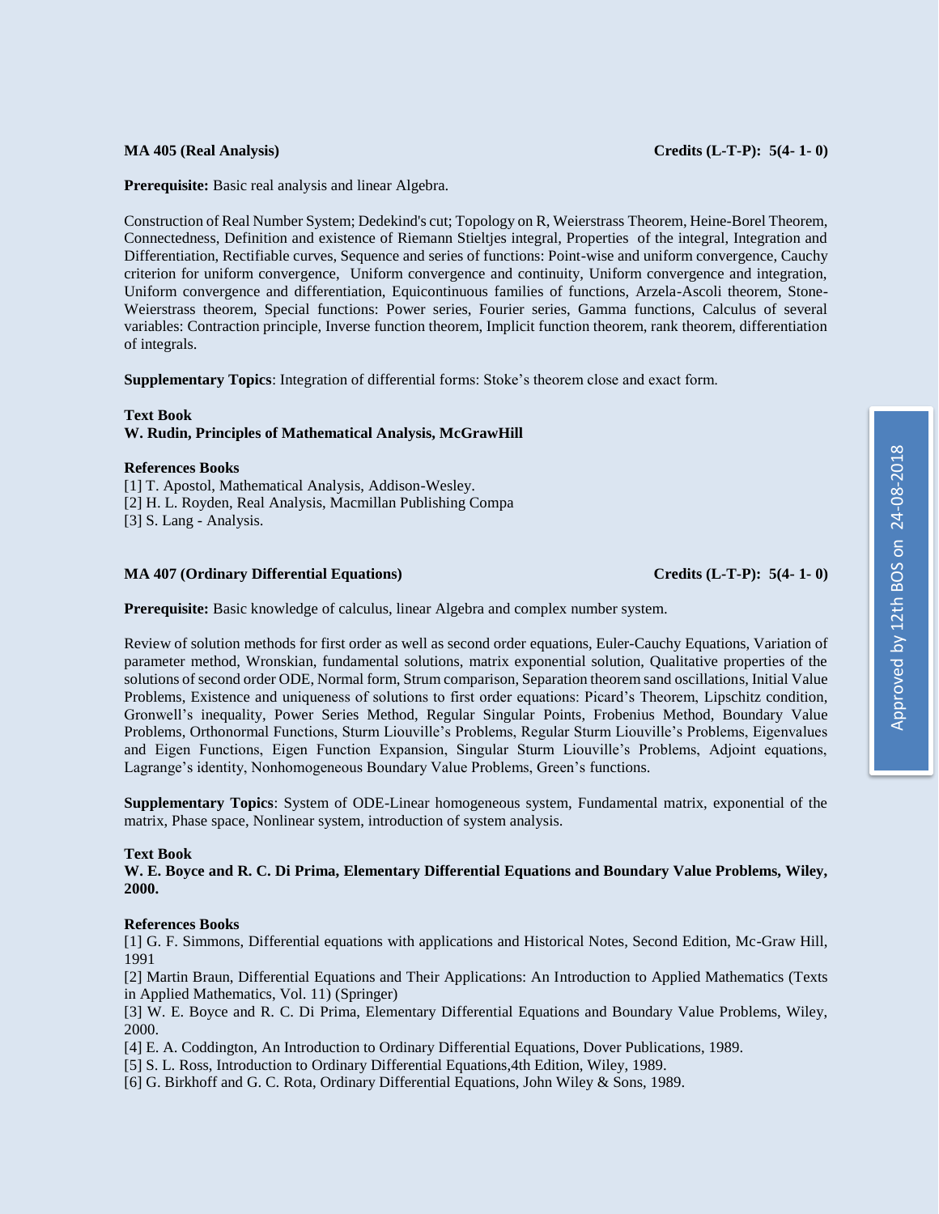**MA 405 (Real Analysis) Credits (L-T-P): 5(4- 1- 0)**

**Prerequisite:** Basic real analysis and linear Algebra.

Construction of Real Number System; Dedekind's cut; Topology on R, Weierstrass Theorem, Heine-Borel Theorem, Connectedness, Definition and existence of Riemann Stieltjes integral, Properties of the integral, Integration and Differentiation, Rectifiable curves, Sequence and series of functions: Point-wise and uniform convergence, Cauchy criterion for uniform convergence, Uniform convergence and continuity, Uniform convergence and integration, Uniform convergence and differentiation, Equicontinuous families of functions, Arzela-Ascoli theorem, Stone-Weierstrass theorem, Special functions: Power series, Fourier series, Gamma functions, Calculus of several variables: Contraction principle, Inverse function theorem, Implicit function theorem, rank theorem, differentiation of integrals.

**Supplementary Topics**: Integration of differential forms: Stoke's theorem close and exact form.

**Text Book**
**W. Rudin, Principles of Mathematical Analysis, McGrawHill**

**References Books**
[1] T. Apostol, Mathematical Analysis, Addison-Wesley.
[2] H. L. Royden, Real Analysis, Macmillan Publishing Compa
[3] S. Lang - Analysis.

**MA 407 (Ordinary Differential Equations) Credits (L-T-P): 5(4- 1- 0)**

**Prerequisite:** Basic knowledge of calculus, linear Algebra and complex number system.

Review of solution methods for first order as well as second order equations, Euler-Cauchy Equations, Variation of parameter method, Wronskian, fundamental solutions, matrix exponential solution, Qualitative properties of the solutions of second order ODE, Normal form, Strum comparison, Separation theorem sand oscillations, Initial Value Problems, Existence and uniqueness of solutions to first order equations: Picard's Theorem, Lipschitz condition, Gronwell's inequality, Power Series Method, Regular Singular Points, Frobenius Method, Boundary Value Problems, Orthonormal Functions, Sturm Liouville's Problems, Regular Sturm Liouville's Problems, Eigenvalues and Eigen Functions, Eigen Function Expansion, Singular Sturm Liouville's Problems, Adjoint equations, Lagrange's identity, Nonhomogeneous Boundary Value Problems, Green's functions.

**Supplementary Topics**: System of ODE-Linear homogeneous system, Fundamental matrix, exponential of the matrix, Phase space, Nonlinear system, introduction of system analysis.

**Text Book**
**W. E. Boyce and R. C. Di Prima, Elementary Differential Equations and Boundary Value Problems, Wiley, 2000.**

**References Books**
[1] G. F. Simmons, Differential equations with applications and Historical Notes, Second Edition, Mc-Graw Hill, 1991
[2] Martin Braun, Differential Equations and Their Applications: An Introduction to Applied Mathematics (Texts in Applied Mathematics, Vol. 11) (Springer)
[3] W. E. Boyce and R. C. Di Prima, Elementary Differential Equations and Boundary Value Problems, Wiley, 2000.
[4] E. A. Coddington, An Introduction to Ordinary Differential Equations, Dover Publications, 1989.
[5] S. L. Ross, Introduction to Ordinary Differential Equations,4th Edition, Wiley, 1989.
[6] G. Birkhoff and G. C. Rota, Ordinary Differential Equations, John Wiley & Sons, 1989.

Approved by 12th BOS on 24-08-2018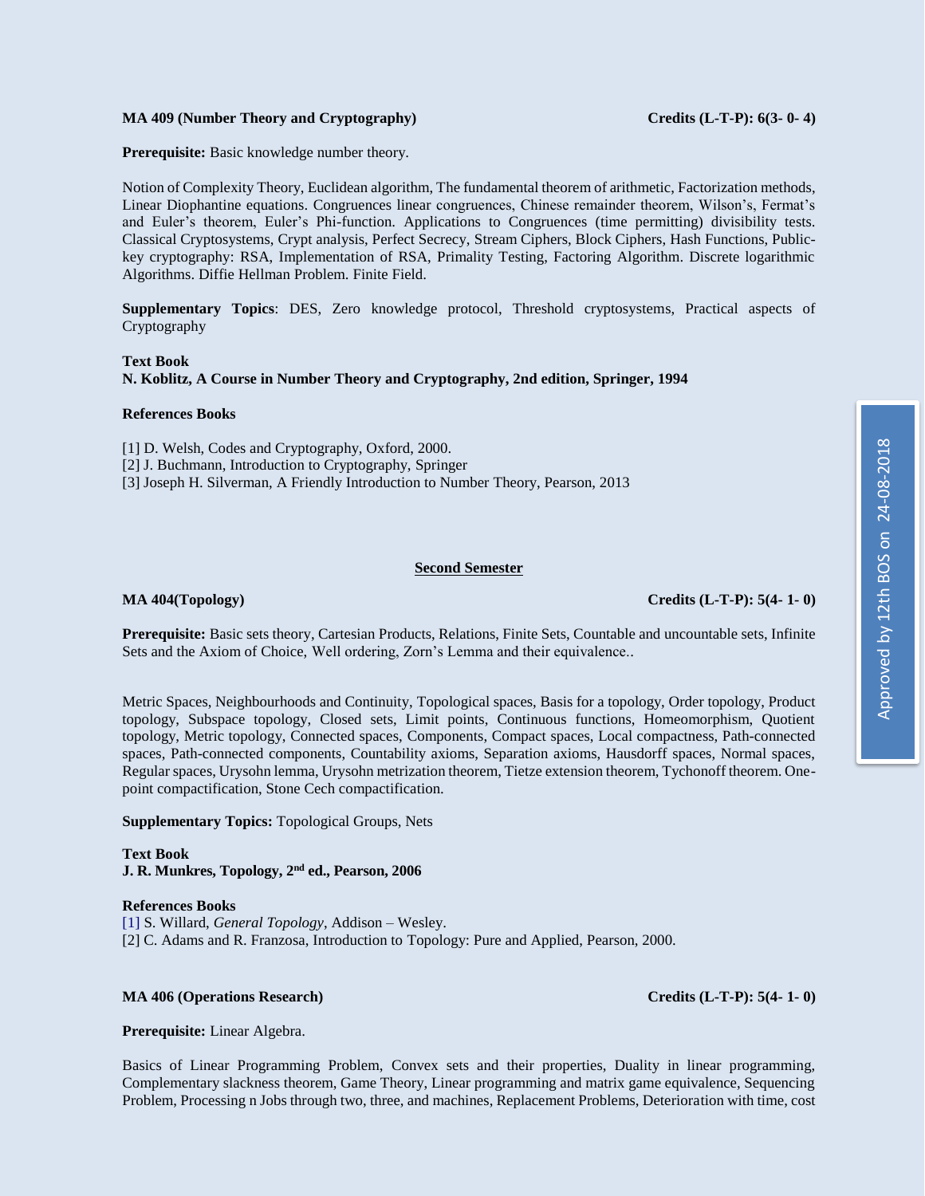**MA 409 (Number Theory and Cryptography)** **Credits (L-T-P): 6(3- 0- 4)**

**Prerequisite:** Basic knowledge number theory.

Notion of Complexity Theory, Euclidean algorithm, The fundamental theorem of arithmetic, Factorization methods, Linear Diophantine equations. Congruences linear congruences, Chinese remainder theorem, Wilson's, Fermat's and Euler's theorem, Euler's Phi-function. Applications to Congruences (time permitting) divisibility tests. Classical Cryptosystems, Crypt analysis, Perfect Secrecy, Stream Ciphers, Block Ciphers, Hash Functions, Public-key cryptography: RSA, Implementation of RSA, Primality Testing, Factoring Algorithm. Discrete logarithmic Algorithms. Diffie Hellman Problem. Finite Field.

**Supplementary Topics**: DES, Zero knowledge protocol, Threshold cryptosystems, Practical aspects of Cryptography

**Text Book**
**N. Koblitz, A Course in Number Theory and Cryptography, 2nd edition, Springer, 1994**

**References Books**

[1] D. Welsh, Codes and Cryptography, Oxford, 2000.
[2] J. Buchmann, Introduction to Cryptography, Springer
[3] Joseph H. Silverman, A Friendly Introduction to Number Theory, Pearson, 2013

## Second Semester

**MA 404(Topology)** **Credits (L-T-P): 5(4- 1- 0)**

**Prerequisite:** Basic sets theory, Cartesian Products, Relations, Finite Sets, Countable and uncountable sets, Infinite Sets and the Axiom of Choice, Well ordering, Zorn's Lemma and their equivalence..

Metric Spaces, Neighbourhoods and Continuity, Topological spaces, Basis for a topology, Order topology, Product topology, Subspace topology, Closed sets, Limit points, Continuous functions, Homeomorphism, Quotient topology, Metric topology, Connected spaces, Components, Compact spaces, Local compactness, Path-connected spaces, Path-connected components, Countability axioms, Separation axioms, Hausdorff spaces, Normal spaces, Regular spaces, Urysohn lemma, Urysohn metrization theorem, Tietze extension theorem, Tychonoff theorem. One-point compactification, Stone Cech compactification.

**Supplementary Topics:** Topological Groups, Nets

**Text Book**
**J. R. Munkres, Topology, 2nd ed., Pearson, 2006**

**References Books**
[1] S. Willard, *General Topology*, Addison – Wesley.
[2] C. Adams and R. Franzosa, Introduction to Topology: Pure and Applied, Pearson, 2000.

**MA 406 (Operations Research)** **Credits (L-T-P): 5(4- 1- 0)**

**Prerequisite:** Linear Algebra.

Basics of Linear Programming Problem, Convex sets and their properties, Duality in linear programming, Complementary slackness theorem, Game Theory, Linear programming and matrix game equivalence, Sequencing Problem, Processing n Jobs through two, three, and machines, Replacement Problems, Deterioration with time, cost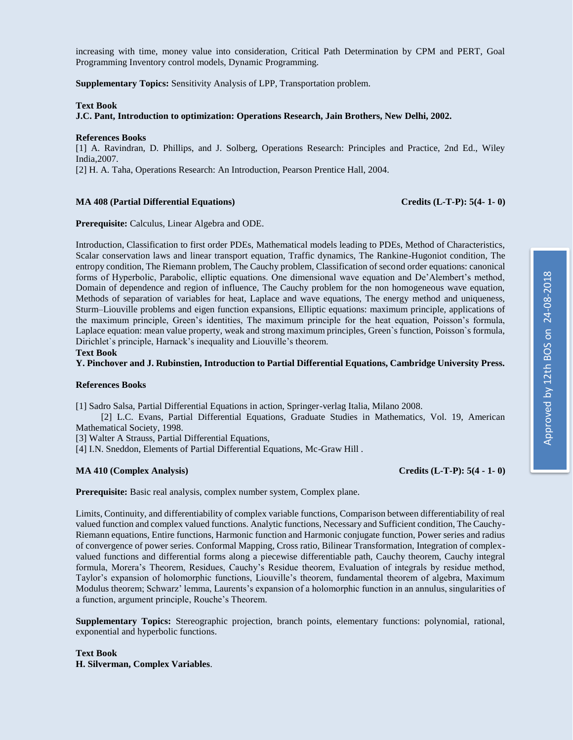increasing with time, money value into consideration, Critical Path Determination by CPM and PERT, Goal Programming Inventory control models, Dynamic Programming.

**Supplementary Topics:** Sensitivity Analysis of LPP, Transportation problem.

**Text Book**

**J.C. Pant, Introduction to optimization: Operations Research, Jain Brothers, New Delhi, 2002.**

**References Books**

[1] A. Ravindran, D. Phillips, and J. Solberg, Operations Research: Principles and Practice, 2nd Ed., Wiley India,2007.

[2] H. A. Taha, Operations Research: An Introduction, Pearson Prentice Hall, 2004.

### MA 408 (Partial Differential Equations) — Credits (L-T-P): 5(4- 1- 0)

**Prerequisite:** Calculus, Linear Algebra and ODE.

Introduction, Classification to first order PDEs, Mathematical models leading to PDEs, Method of Characteristics, Scalar conservation laws and linear transport equation, Traffic dynamics, The Rankine-Hugoniot condition, The entropy condition, The Riemann problem, The Cauchy problem, Classification of second order equations: canonical forms of Hyperbolic, Parabolic, elliptic equations. One dimensional wave equation and De'Alembert's method, Domain of dependence and region of influence, The Cauchy problem for the non homogeneous wave equation, Methods of separation of variables for heat, Laplace and wave equations, The energy method and uniqueness, Sturm–Liouville problems and eigen function expansions, Elliptic equations: maximum principle, applications of the maximum principle, Green's identities, The maximum principle for the heat equation, Poisson's formula, Laplace equation: mean value property, weak and strong maximum principles, Green`s function, Poisson`s formula, Dirichlet`s principle, Harnack's inequality and Liouville's theorem.

**Text Book**

**Y. Pinchover and J. Rubinstien, Introduction to Partial Differential Equations, Cambridge University Press.**

**References Books**

[1] Sadro Salsa, Partial Differential Equations in action, Springer-verlag Italia, Milano 2008.

[2] L.C. Evans, Partial Differential Equations, Graduate Studies in Mathematics, Vol. 19, American Mathematical Society, 1998.

[3] Walter A Strauss, Partial Differential Equations,

[4] I.N. Sneddon, Elements of Partial Differential Equations, Mc-Graw Hill .

### MA 410 (Complex Analysis) — Credits (L-T-P): 5(4 - 1- 0)

**Prerequisite:** Basic real analysis, complex number system, Complex plane.

Limits, Continuity, and differentiability of complex variable functions, Comparison between differentiability of real valued function and complex valued functions. Analytic functions, Necessary and Sufficient condition, The Cauchy-Riemann equations, Entire functions, Harmonic function and Harmonic conjugate function, Power series and radius of convergence of power series. Conformal Mapping, Cross ratio, Bilinear Transformation, Integration of complex-valued functions and differential forms along a piecewise differentiable path, Cauchy theorem, Cauchy integral formula, Morera's Theorem, Residues, Cauchy's Residue theorem, Evaluation of integrals by residue method, Taylor's expansion of holomorphic functions, Liouville's theorem, fundamental theorem of algebra, Maximum Modulus theorem; Schwarz' lemma, Laurents's expansion of a holomorphic function in an annulus, singularities of a function, argument principle, Rouche's Theorem.

**Supplementary Topics:** Stereographic projection, branch points, elementary functions: polynomial, rational, exponential and hyperbolic functions.

**Text Book**

**H. Silverman, Complex Variables**.

Approved by 12th BOS on 24-08-2018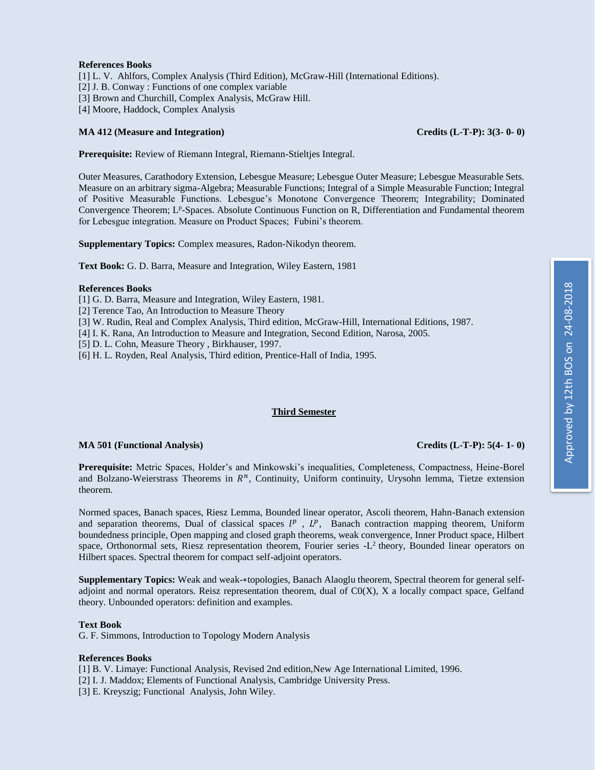**References Books**

[1] L. V. Ahlfors, Complex Analysis (Third Edition), McGraw-Hill (International Editions).
[2] J. B. Conway : Functions of one complex variable
[3] Brown and Churchill, Complex Analysis, McGraw Hill.
[4] Moore, Haddock, Complex Analysis

**MA 412 (Measure and Integration)** **Credits (L-T-P): 3(3- 0- 0)**

**Prerequisite:** Review of Riemann Integral, Riemann-Stieltjes Integral.

Outer Measures, Carathodory Extension, Lebesgue Measure; Lebesgue Outer Measure; Lebesgue Measurable Sets. Measure on an arbitrary sigma-Algebra; Measurable Functions; Integral of a Simple Measurable Function; Integral of Positive Measurable Functions. Lebesgue's Monotone Convergence Theorem; Integrability; Dominated Convergence Theorem; $L^p$-Spaces. Absolute Continuous Function on R, Differentiation and Fundamental theorem for Lebesgue integration. Measure on Product Spaces; Fubini's theorem.

**Supplementary Topics:** Complex measures, Radon-Nikodyn theorem.

**Text Book:** G. D. Barra, Measure and Integration, Wiley Eastern, 1981

**References Books**

[1] G. D. Barra, Measure and Integration, Wiley Eastern, 1981.
[2] Terence Tao, An Introduction to Measure Theory
[3] W. Rudin, Real and Complex Analysis, Third edition, McGraw-Hill, International Editions, 1987.
[4] I. K. Rana, An Introduction to Measure and Integration, Second Edition, Narosa, 2005.
[5] D. L. Cohn, Measure Theory , Birkhauser, 1997.
[6] H. L. Royden, Real Analysis, Third edition, Prentice-Hall of India, 1995.

## Third Semester

**MA 501 (Functional Analysis)** **Credits (L-T-P): 5(4- 1- 0)**

**Prerequisite:** Metric Spaces, Holder's and Minkowski's inequalities, Completeness, Compactness, Heine-Borel and Bolzano-Weierstrass Theorems in $R^n$, Continuity, Uniform continuity, Urysohn lemma, Tietze extension theorem.

Normed spaces, Banach spaces, Riesz Lemma, Bounded linear operator, Ascoli theorem, Hahn-Banach extension and separation theorems, Dual of classical spaces $l^p$ , $L^p$, Banach contraction mapping theorem, Uniform boundedness principle, Open mapping and closed graph theorems, weak convergence, Inner Product space, Hilbert space, Orthonormal sets, Riesz representation theorem, Fourier series -$L^2$ theory, Bounded linear operators on Hilbert spaces. Spectral theorem for compact self-adjoint operators.

**Supplementary Topics:** Weak and weak-∗topologies, Banach Alaoglu theorem, Spectral theorem for general self-adjoint and normal operators. Reisz representation theorem, dual of C0(X), X a locally compact space, Gelfand theory. Unbounded operators: definition and examples.

**Text Book**

G. F. Simmons, Introduction to Topology Modern Analysis

**References Books**

[1] B. V. Limaye: Functional Analysis, Revised 2nd edition,New Age International Limited, 1996.
[2] I. J. Maddox; Elements of Functional Analysis, Cambridge University Press.
[3] E. Kreyszig; Functional Analysis, John Wiley.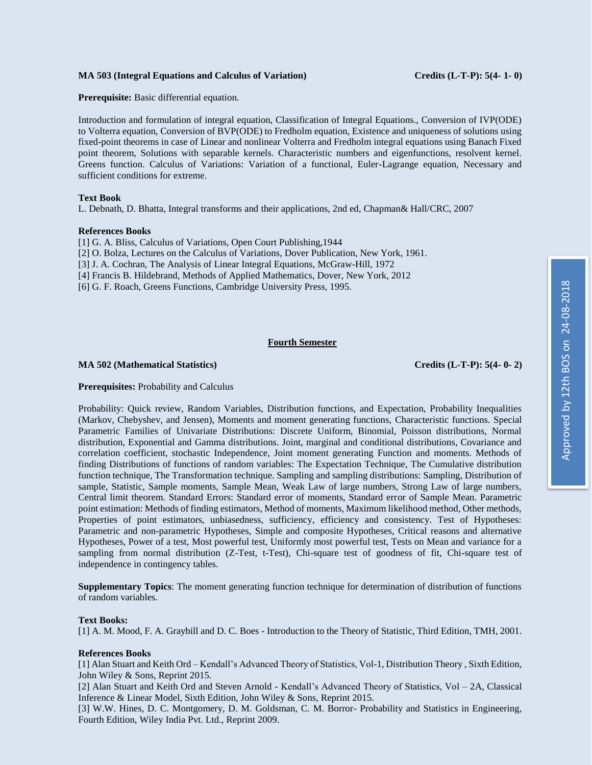**MA 503 (Integral Equations and Calculus of Variation)** **Credits (L-T-P): 5(4- 1- 0)**

**Prerequisite:** Basic differential equation.

Introduction and formulation of integral equation, Classification of Integral Equations., Conversion of IVP(ODE) to Volterra equation, Conversion of BVP(ODE) to Fredholm equation, Existence and uniqueness of solutions using fixed-point theorems in case of Linear and nonlinear Volterra and Fredholm integral equations using Banach Fixed point theorem, Solutions with separable kernels. Characteristic numbers and eigenfunctions, resolvent kernel. Greens function. Calculus of Variations: Variation of a functional, Euler-Lagrange equation, Necessary and sufficient conditions for extreme.

**Text Book**

L. Debnath, D. Bhatta, Integral transforms and their applications, 2nd ed, Chapman& Hall/CRC, 2007

**References Books**

[1] G. A. Bliss, Calculus of Variations, Open Court Publishing,1944
[2] O. Bolza, Lectures on the Calculus of Variations, Dover Publication, New York, 1961.
[3] J. A. Cochran, The Analysis of Linear Integral Equations, McGraw-Hill, 1972
[4] Francis B. Hildebrand, Methods of Applied Mathematics, Dover, New York, 2012
[6] G. F. Roach, Greens Functions, Cambridge University Press, 1995.

## Fourth Semester

**MA 502 (Mathematical Statistics)** **Credits (L-T-P): 5(4- 0- 2)**

**Prerequisites:** Probability and Calculus

Probability: Quick review, Random Variables, Distribution functions, and Expectation, Probability Inequalities (Markov, Chebyshev, and Jensen), Moments and moment generating functions, Characteristic functions. Special Parametric Families of Univariate Distributions: Discrete Uniform, Binomial, Poisson distributions, Normal distribution, Exponential and Gamma distributions. Joint, marginal and conditional distributions, Covariance and correlation coefficient, stochastic Independence, Joint moment generating Function and moments. Methods of finding Distributions of functions of random variables: The Expectation Technique, The Cumulative distribution function technique, The Transformation technique. Sampling and sampling distributions: Sampling, Distribution of sample, Statistic, Sample moments, Sample Mean, Weak Law of large numbers, Strong Law of large numbers, Central limit theorem. Standard Errors: Standard error of moments, Standard error of Sample Mean. Parametric point estimation: Methods of finding estimators, Method of moments, Maximum likelihood method, Other methods, Properties of point estimators, unbiasedness, sufficiency, efficiency and consistency. Test of Hypotheses: Parametric and non-parametric Hypotheses, Simple and composite Hypotheses, Critical reasons and alternative Hypotheses, Power of a test, Most powerful test, Uniformly most powerful test, Tests on Mean and variance for a sampling from normal distribution (Z-Test, t-Test), Chi-square test of goodness of fit, Chi-square test of independence in contingency tables.

**Supplementary Topics**: The moment generating function technique for determination of distribution of functions of random variables.

**Text Books:**

[1] A. M. Mood, F. A. Graybill and D. C. Boes - Introduction to the Theory of Statistic, Third Edition, TMH, 2001.

**References Books**

[1] Alan Stuart and Keith Ord – Kendall's Advanced Theory of Statistics, Vol-1, Distribution Theory , Sixth Edition, John Wiley & Sons, Reprint 2015.
[2] Alan Stuart and Keith Ord and Steven Arnold - Kendall's Advanced Theory of Statistics, Vol – 2A, Classical Inference & Linear Model, Sixth Edition, John Wiley & Sons, Reprint 2015.
[3] W.W. Hines, D. C. Montgomery, D. M. Goldsman, C. M. Borror- Probability and Statistics in Engineering, Fourth Edition, Wiley India Pvt. Ltd., Reprint 2009.

Approved by 12th BOS on 24-08-2018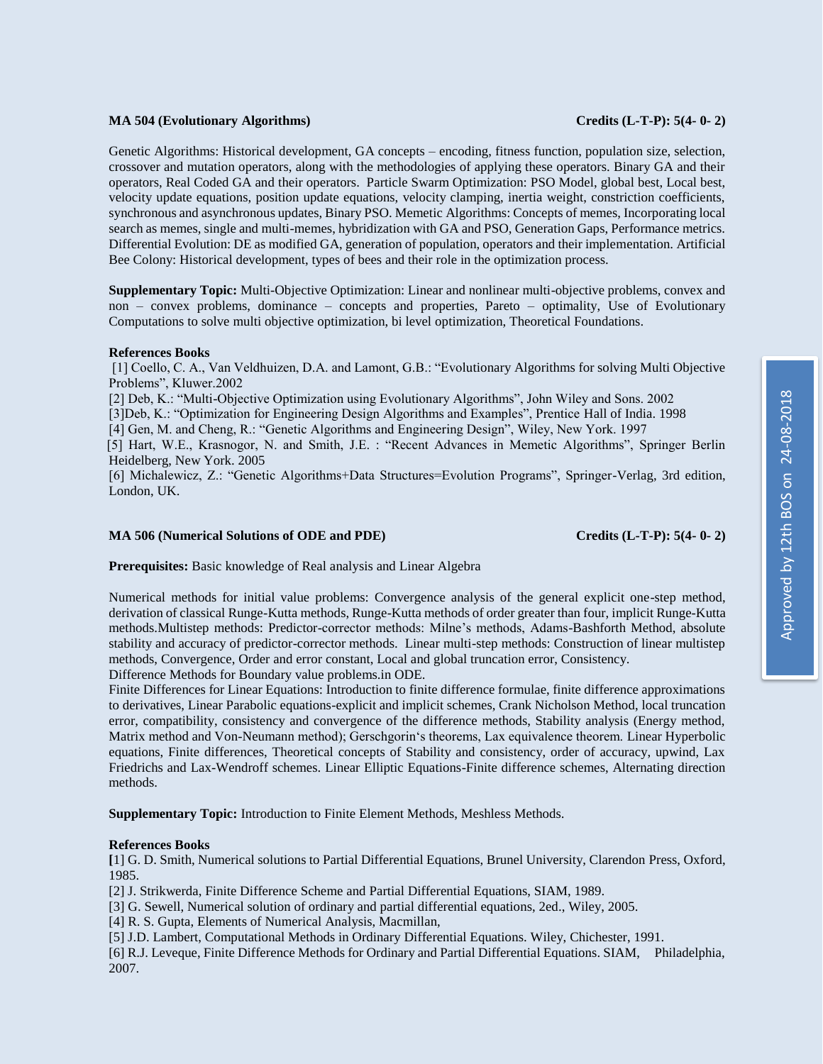**MA 504 (Evolutionary Algorithms)** **Credits (L-T-P): 5(4- 0- 2)**

Genetic Algorithms: Historical development, GA concepts – encoding, fitness function, population size, selection, crossover and mutation operators, along with the methodologies of applying these operators. Binary GA and their operators, Real Coded GA and their operators. Particle Swarm Optimization: PSO Model, global best, Local best, velocity update equations, position update equations, velocity clamping, inertia weight, constriction coefficients, synchronous and asynchronous updates, Binary PSO. Memetic Algorithms: Concepts of memes, Incorporating local search as memes, single and multi-memes, hybridization with GA and PSO, Generation Gaps, Performance metrics. Differential Evolution: DE as modified GA, generation of population, operators and their implementation. Artificial Bee Colony: Historical development, types of bees and their role in the optimization process.

**Supplementary Topic:** Multi-Objective Optimization: Linear and nonlinear multi-objective problems, convex and non – convex problems, dominance – concepts and properties, Pareto – optimality, Use of Evolutionary Computations to solve multi objective optimization, bi level optimization, Theoretical Foundations.

**References Books**

[1] Coello, C. A., Van Veldhuizen, D.A. and Lamont, G.B.: "Evolutionary Algorithms for solving Multi Objective Problems", Kluwer.2002

[2] Deb, K.: "Multi-Objective Optimization using Evolutionary Algorithms", John Wiley and Sons. 2002

[3]Deb, K.: "Optimization for Engineering Design Algorithms and Examples", Prentice Hall of India. 1998

[4] Gen, M. and Cheng, R.: "Genetic Algorithms and Engineering Design", Wiley, New York. 1997

[5] Hart, W.E., Krasnogor, N. and Smith, J.E. : "Recent Advances in Memetic Algorithms", Springer Berlin Heidelberg, New York. 2005

[6] Michalewicz, Z.: "Genetic Algorithms+Data Structures=Evolution Programs", Springer-Verlag, 3rd edition, London, UK.

**MA 506 (Numerical Solutions of ODE and PDE)** **Credits (L-T-P): 5(4- 0- 2)**

**Prerequisites:** Basic knowledge of Real analysis and Linear Algebra

Numerical methods for initial value problems: Convergence analysis of the general explicit one-step method, derivation of classical Runge-Kutta methods, Runge-Kutta methods of order greater than four, implicit Runge-Kutta methods.Multistep methods: Predictor-corrector methods: Milne's methods, Adams-Bashforth Method, absolute stability and accuracy of predictor-corrector methods. Linear multi-step methods: Construction of linear multistep methods, Convergence, Order and error constant, Local and global truncation error, Consistency.
Difference Methods for Boundary value problems.in ODE.
Finite Differences for Linear Equations: Introduction to finite difference formulae, finite difference approximations to derivatives, Linear Parabolic equations-explicit and implicit schemes, Crank Nicholson Method, local truncation error, compatibility, consistency and convergence of the difference methods, Stability analysis (Energy method, Matrix method and Von-Neumann method); Gerschgorin's theorems, Lax equivalence theorem. Linear Hyperbolic equations, Finite differences, Theoretical concepts of Stability and consistency, order of accuracy, upwind, Lax Friedrichs and Lax-Wendroff schemes. Linear Elliptic Equations-Finite difference schemes, Alternating direction methods.

**Supplementary Topic:** Introduction to Finite Element Methods, Meshless Methods.

**References Books**

[1] G. D. Smith, Numerical solutions to Partial Differential Equations, Brunel University, Clarendon Press, Oxford, 1985.

[2] J. Strikwerda, Finite Difference Scheme and Partial Differential Equations, SIAM, 1989.

[3] G. Sewell, Numerical solution of ordinary and partial differential equations, 2ed., Wiley, 2005.

[4] R. S. Gupta, Elements of Numerical Analysis, Macmillan,

[5] J.D. Lambert, Computational Methods in Ordinary Differential Equations. Wiley, Chichester, 1991.

[6] R.J. Leveque, Finite Difference Methods for Ordinary and Partial Differential Equations. SIAM, Philadelphia, 2007.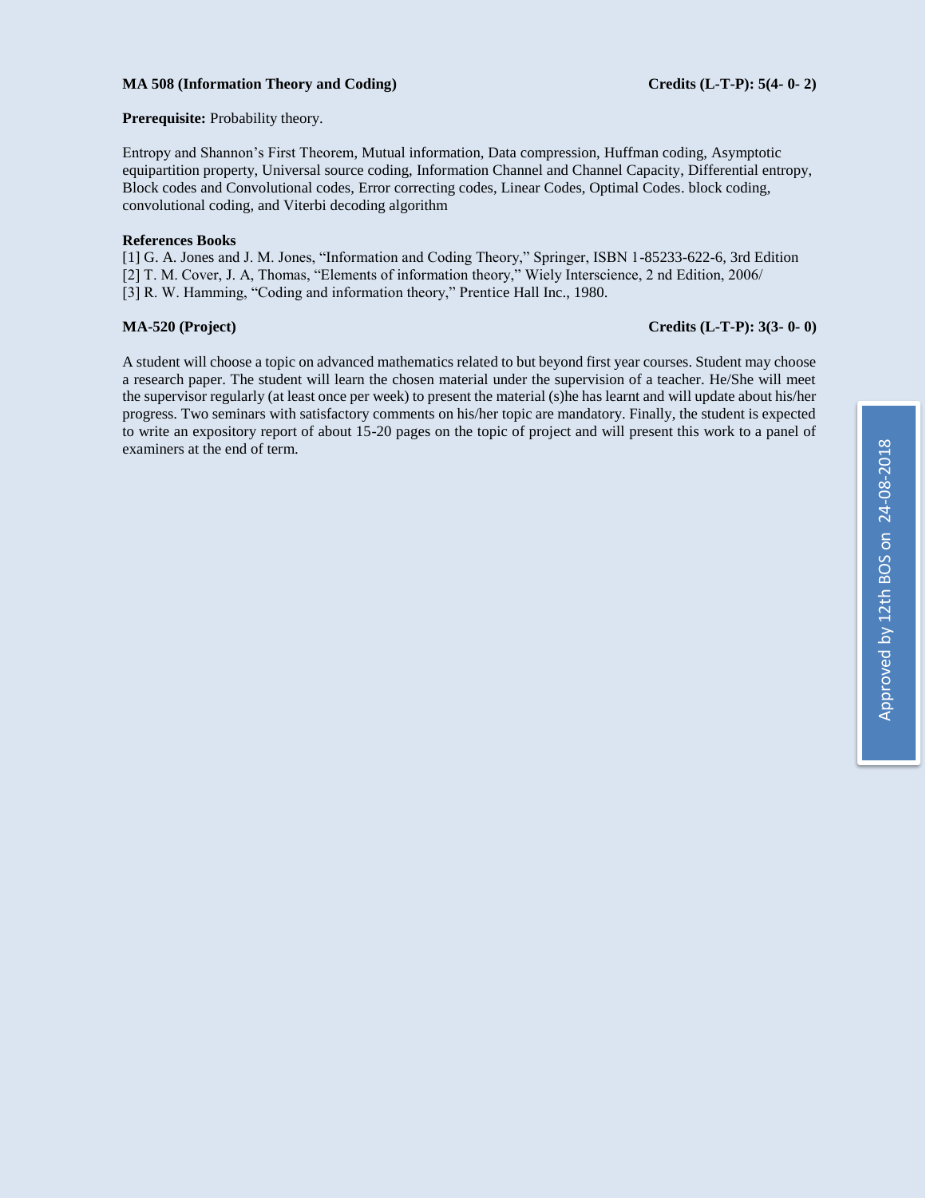**MA 508 (Information Theory and Coding)** **Credits (L-T-P): 5(4- 0- 2)**

**Prerequisite:** Probability theory.

Entropy and Shannon's First Theorem, Mutual information, Data compression, Huffman coding, Asymptotic equipartition property, Universal source coding, Information Channel and Channel Capacity, Differential entropy, Block codes and Convolutional codes, Error correcting codes, Linear Codes, Optimal Codes. block coding, convolutional coding, and Viterbi decoding algorithm

**References Books**

[1] G. A. Jones and J. M. Jones, "Information and Coding Theory," Springer, ISBN 1-85233-622-6, 3rd Edition

[2] T. M. Cover, J. A, Thomas, "Elements of information theory," Wiely Interscience, 2 nd Edition, 2006/

[3] R. W. Hamming, "Coding and information theory," Prentice Hall Inc., 1980.

**MA-520 (Project)** **Credits (L-T-P): 3(3- 0- 0)**

A student will choose a topic on advanced mathematics related to but beyond first year courses. Student may choose a research paper. The student will learn the chosen material under the supervision of a teacher. He/She will meet the supervisor regularly (at least once per week) to present the material (s)he has learnt and will update about his/her progress. Two seminars with satisfactory comments on his/her topic are mandatory. Finally, the student is expected to write an expository report of about 15-20 pages on the topic of project and will present this work to a panel of examiners at the end of term.

Approved by 12th BOS on 24-08-2018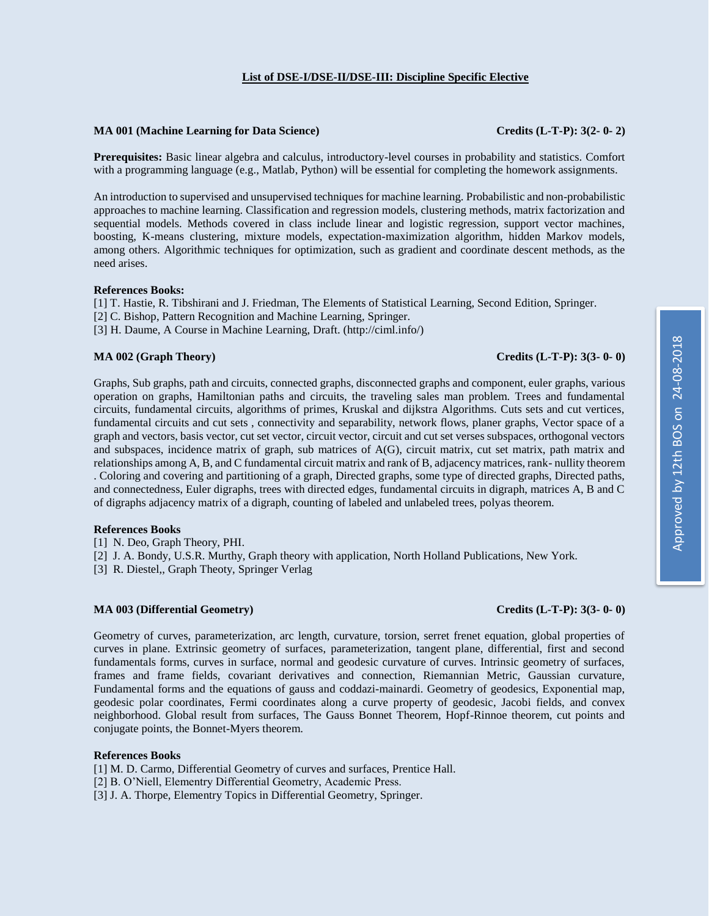## List of DSE-I/DSE-II/DSE-III: Discipline Specific Elective

**MA 001 (Machine Learning for Data Science)** **Credits (L-T-P): 3(2- 0- 2)**

**Prerequisites:** Basic linear algebra and calculus, introductory-level courses in probability and statistics. Comfort with a programming language (e.g., Matlab, Python) will be essential for completing the homework assignments.

An introduction to supervised and unsupervised techniques for machine learning. Probabilistic and non-probabilistic approaches to machine learning. Classification and regression models, clustering methods, matrix factorization and sequential models. Methods covered in class include linear and logistic regression, support vector machines, boosting, K-means clustering, mixture models, expectation-maximization algorithm, hidden Markov models, among others. Algorithmic techniques for optimization, such as gradient and coordinate descent methods, as the need arises.

**References Books:**

[1] T. Hastie, R. Tibshirani and J. Friedman, The Elements of Statistical Learning, Second Edition, Springer.
[2] C. Bishop, Pattern Recognition and Machine Learning, Springer.
[3] H. Daume, A Course in Machine Learning, Draft. (http://ciml.info/)

**MA 002 (Graph Theory)** **Credits (L-T-P): 3(3- 0- 0)**

Graphs, Sub graphs, path and circuits, connected graphs, disconnected graphs and component, euler graphs, various operation on graphs, Hamiltonian paths and circuits, the traveling sales man problem. Trees and fundamental circuits, fundamental circuits, algorithms of primes, Kruskal and dijkstra Algorithms. Cuts sets and cut vertices, fundamental circuits and cut sets , connectivity and separability, network flows, planer graphs, Vector space of a graph and vectors, basis vector, cut set vector, circuit vector, circuit and cut set verses subspaces, orthogonal vectors and subspaces, incidence matrix of graph, sub matrices of A(G), circuit matrix, cut set matrix, path matrix and relationships among A, B, and C fundamental circuit matrix and rank of B, adjacency matrices, rank- nullity theorem . Coloring and covering and partitioning of a graph, Directed graphs, some type of directed graphs, Directed paths, and connectedness, Euler digraphs, trees with directed edges, fundamental circuits in digraph, matrices A, B and C of digraphs adjacency matrix of a digraph, counting of labeled and unlabeled trees, polyas theorem.

**References Books**

[1] N. Deo, Graph Theory, PHI.
[2] J. A. Bondy, U.S.R. Murthy, Graph theory with application, North Holland Publications, New York.
[3] R. Diestel,, Graph Theoty, Springer Verlag

**MA 003 (Differential Geometry)** **Credits (L-T-P): 3(3- 0- 0)**

Geometry of curves, parameterization, arc length, curvature, torsion, serret frenet equation, global properties of curves in plane. Extrinsic geometry of surfaces, parameterization, tangent plane, differential, first and second fundamentals forms, curves in surface, normal and geodesic curvature of curves. Intrinsic geometry of surfaces, frames and frame fields, covariant derivatives and connection, Riemannian Metric, Gaussian curvature, Fundamental forms and the equations of gauss and coddazi-mainardi. Geometry of geodesics, Exponential map, geodesic polar coordinates, Fermi coordinates along a curve property of geodesic, Jacobi fields, and convex neighborhood. Global result from surfaces, The Gauss Bonnet Theorem, Hopf-Rinnoe theorem, cut points and conjugate points, the Bonnet-Myers theorem.

**References Books**

[1] M. D. Carmo, Differential Geometry of curves and surfaces, Prentice Hall.
[2] B. O'Niell, Elementry Differential Geometry, Academic Press.
[3] J. A. Thorpe, Elementry Topics in Differential Geometry, Springer.

Approved by 12th BOS on 24-08-2018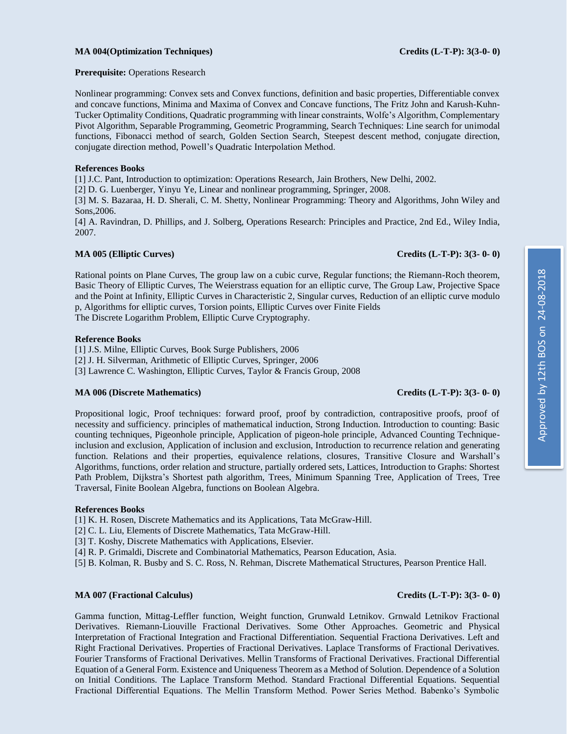**MA 004(Optimization Techniques)** **Credits (L-T-P): 3(3-0- 0)**

**Prerequisite:** Operations Research

Nonlinear programming: Convex sets and Convex functions, definition and basic properties, Differentiable convex and concave functions, Minima and Maxima of Convex and Concave functions, The Fritz John and Karush-Kuhn-Tucker Optimality Conditions, Quadratic programming with linear constraints, Wolfe's Algorithm, Complementary Pivot Algorithm, Separable Programming, Geometric Programming, Search Techniques: Line search for unimodal functions, Fibonacci method of search, Golden Section Search, Steepest descent method, conjugate direction, conjugate direction method, Powell's Quadratic Interpolation Method.

**References Books**

[1] J.C. Pant, Introduction to optimization: Operations Research, Jain Brothers, New Delhi, 2002.
[2] D. G. Luenberger, Yinyu Ye, Linear and nonlinear programming, Springer, 2008.
[3] M. S. Bazaraa, H. D. Sherali, C. M. Shetty, Nonlinear Programming: Theory and Algorithms, John Wiley and Sons,2006.
[4] A. Ravindran, D. Phillips, and J. Solberg, Operations Research: Principles and Practice, 2nd Ed., Wiley India, 2007.

**MA 005 (Elliptic Curves)** **Credits (L-T-P): 3(3- 0- 0)**

Rational points on Plane Curves, The group law on a cubic curve, Regular functions; the Riemann-Roch theorem, Basic Theory of Elliptic Curves, The Weierstrass equation for an elliptic curve, The Group Law, Projective Space and the Point at Infinity, Elliptic Curves in Characteristic 2, Singular curves, Reduction of an elliptic curve modulo p, Algorithms for elliptic curves, Torsion points, Elliptic Curves over Finite Fields
The Discrete Logarithm Problem, Elliptic Curve Cryptography.

**Reference Books**

[1] J.S. Milne, Elliptic Curves, Book Surge Publishers, 2006
[2] J. H. Silverman, Arithmetic of Elliptic Curves, Springer, 2006
[3] Lawrence C. Washington, Elliptic Curves, Taylor & Francis Group, 2008

**MA 006 (Discrete Mathematics)** **Credits (L-T-P): 3(3- 0- 0)**

Propositional logic, Proof techniques: forward proof, proof by contradiction, contrapositive proofs, proof of necessity and sufficiency. principles of mathematical induction, Strong Induction. Introduction to counting: Basic counting techniques, Pigeonhole principle, Application of pigeon-hole principle, Advanced Counting Technique-inclusion and exclusion, Application of inclusion and exclusion, Introduction to recurrence relation and generating function. Relations and their properties, equivalence relations, closures, Transitive Closure and Warshall's Algorithms, functions, order relation and structure, partially ordered sets, Lattices, Introduction to Graphs: Shortest Path Problem, Dijkstra's Shortest path algorithm, Trees, Minimum Spanning Tree, Application of Trees, Tree Traversal, Finite Boolean Algebra, functions on Boolean Algebra.

**References Books**

[1] K. H. Rosen, Discrete Mathematics and its Applications, Tata McGraw-Hill.
[2] C. L. Liu, Elements of Discrete Mathematics, Tata McGraw-Hill.
[3] T. Koshy, Discrete Mathematics with Applications, Elsevier.
[4] R. P. Grimaldi, Discrete and Combinatorial Mathematics, Pearson Education, Asia.
[5] B. Kolman, R. Busby and S. C. Ross, N. Rehman, Discrete Mathematical Structures, Pearson Prentice Hall.

**MA 007 (Fractional Calculus)** **Credits (L-T-P): 3(3- 0- 0)**

Gamma function, Mittag-Leffler function, Weight function, Grunwald Letnikov. Grnwald Letnikov Fractional Derivatives. Riemann-Liouville Fractional Derivatives. Some Other Approaches. Geometric and Physical Interpretation of Fractional Integration and Fractional Differentiation. Sequential Fractiona Derivatives. Left and Right Fractional Derivatives. Properties of Fractional Derivatives. Laplace Transforms of Fractional Derivatives. Fourier Transforms of Fractional Derivatives. Mellin Transforms of Fractional Derivatives. Fractional Differential Equation of a General Form. Existence and Uniqueness Theorem as a Method of Solution. Dependence of a Solution on Initial Conditions. The Laplace Transform Method. Standard Fractional Differential Equations. Sequential Fractional Differential Equations. The Mellin Transform Method. Power Series Method. Babenko's Symbolic

Approved by 12th BOS on 24-08-2018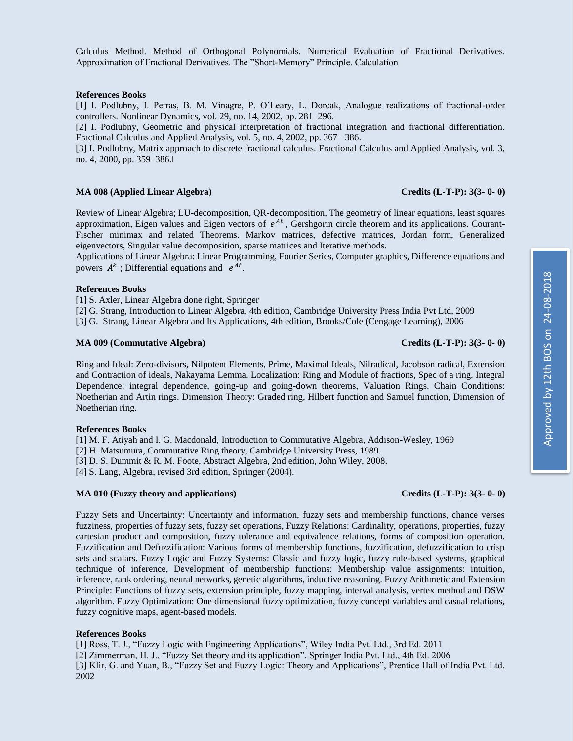Calculus Method. Method of Orthogonal Polynomials. Numerical Evaluation of Fractional Derivatives. Approximation of Fractional Derivatives. The "Short-Memory" Principle. Calculation

**References Books**

[1] I. Podlubny, I. Petras, B. M. Vinagre, P. O'Leary, L. Dorcak, Analogue realizations of fractional-order controllers. Nonlinear Dynamics, vol. 29, no. 14, 2002, pp. 281–296.

[2] I. Podlubny, Geometric and physical interpretation of fractional integration and fractional differentiation. Fractional Calculus and Applied Analysis, vol. 5, no. 4, 2002, pp. 367– 386.

[3] I. Podlubny, Matrix approach to discrete fractional calculus. Fractional Calculus and Applied Analysis, vol. 3, no. 4, 2000, pp. 359–386.l

**MA 008 (Applied Linear Algebra)** **Credits (L-T-P): 3(3- 0- 0)**

Review of Linear Algebra; LU-decomposition, QR-decomposition, The geometry of linear equations, least squares approximation, Eigen values and Eigen vectors of $e^{At}$, Gershgorin circle theorem and its applications. Courant-Fischer minimax and related Theorems. Markov matrices, defective matrices, Jordan form, Generalized eigenvectors, Singular value decomposition, sparse matrices and Iterative methods.

Applications of Linear Algebra: Linear Programming, Fourier Series, Computer graphics, Difference equations and powers $A^k$ ; Differential equations and $e^{At}$.

**References Books**

[1] S. Axler, Linear Algebra done right, Springer

[2] G. Strang, Introduction to Linear Algebra, 4th edition, Cambridge University Press India Pvt Ltd, 2009

[3] G. Strang, Linear Algebra and Its Applications, 4th edition, Brooks/Cole (Cengage Learning), 2006

**MA 009 (Commutative Algebra)** **Credits (L-T-P): 3(3- 0- 0)**

Ring and Ideal: Zero-divisors, Nilpotent Elements, Prime, Maximal Ideals, Nilradical, Jacobson radical, Extension and Contraction of ideals, Nakayama Lemma. Localization: Ring and Module of fractions, Spec of a ring. Integral Dependence: integral dependence, going-up and going-down theorems, Valuation Rings. Chain Conditions: Noetherian and Artin rings. Dimension Theory: Graded ring, Hilbert function and Samuel function, Dimension of Noetherian ring.

**References Books**

[1] M. F. Atiyah and I. G. Macdonald, Introduction to Commutative Algebra, Addison-Wesley, 1969

[2] H. Matsumura, Commutative Ring theory, Cambridge University Press, 1989.

[3] D. S. Dummit & R. M. Foote, Abstract Algebra, 2nd edition, John Wiley, 2008.

[4] S. Lang, Algebra, revised 3rd edition, Springer (2004).

**MA 010 (Fuzzy theory and applications)** **Credits (L-T-P): 3(3- 0- 0)**

Fuzzy Sets and Uncertainty: Uncertainty and information, fuzzy sets and membership functions, chance verses fuzziness, properties of fuzzy sets, fuzzy set operations, Fuzzy Relations: Cardinality, operations, properties, fuzzy cartesian product and composition, fuzzy tolerance and equivalence relations, forms of composition operation. Fuzzification and Defuzzification: Various forms of membership functions, fuzzification, defuzzification to crisp sets and scalars. Fuzzy Logic and Fuzzy Systems: Classic and fuzzy logic, fuzzy rule-based systems, graphical technique of inference, Development of membership functions: Membership value assignments: intuition, inference, rank ordering, neural networks, genetic algorithms, inductive reasoning. Fuzzy Arithmetic and Extension Principle: Functions of fuzzy sets, extension principle, fuzzy mapping, interval analysis, vertex method and DSW algorithm. Fuzzy Optimization: One dimensional fuzzy optimization, fuzzy concept variables and casual relations, fuzzy cognitive maps, agent-based models.

**References Books**

[1] Ross, T. J., "Fuzzy Logic with Engineering Applications", Wiley India Pvt. Ltd., 3rd Ed. 2011

[2] Zimmerman, H. J., "Fuzzy Set theory and its application", Springer India Pvt. Ltd., 4th Ed. 2006

[3] Klir, G. and Yuan, B., "Fuzzy Set and Fuzzy Logic: Theory and Applications", Prentice Hall of India Pvt. Ltd. 2002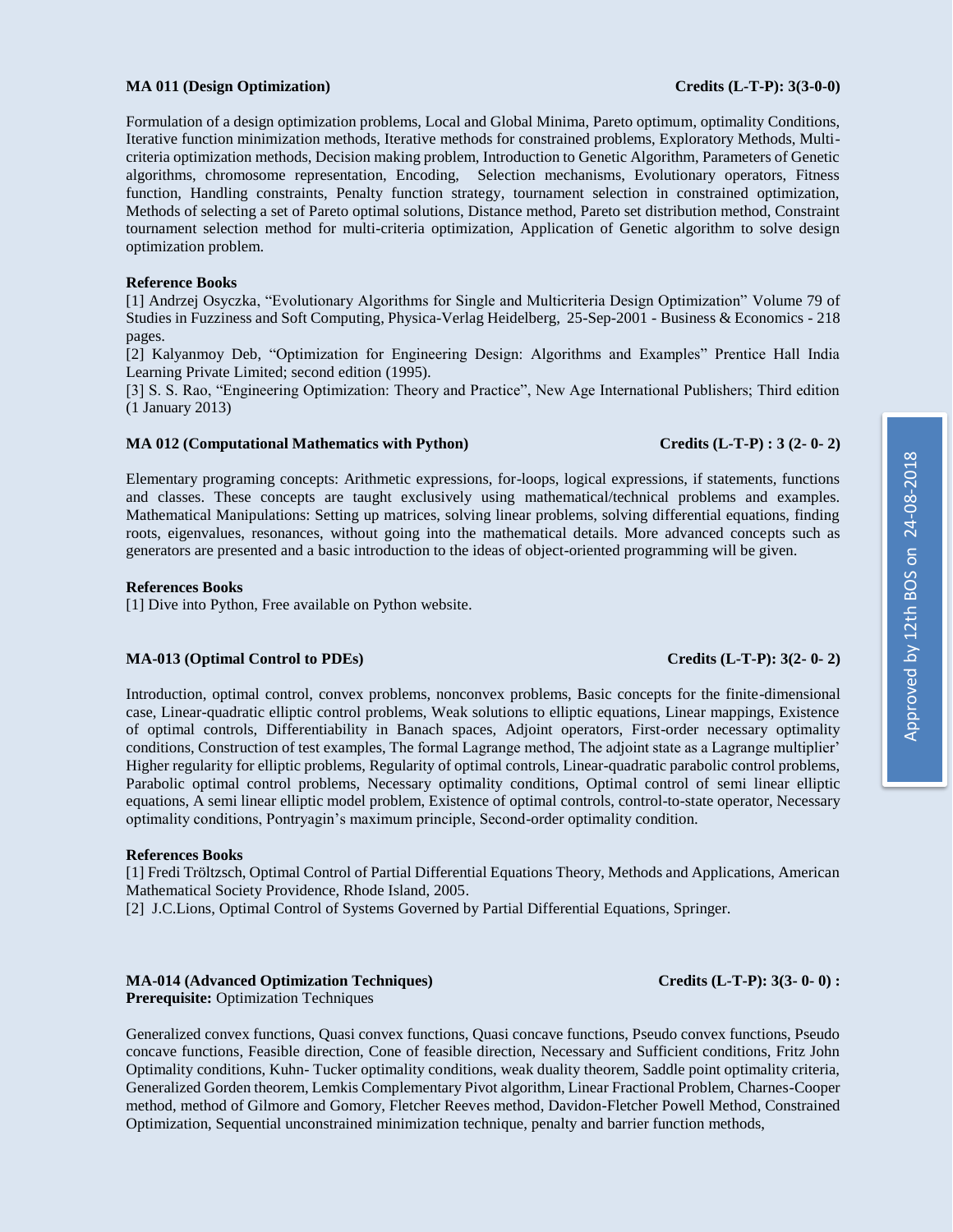**MA 011 (Design Optimization)** **Credits (L-T-P): 3(3-0-0)**

Formulation of a design optimization problems, Local and Global Minima, Pareto optimum, optimality Conditions, Iterative function minimization methods, Iterative methods for constrained problems, Exploratory Methods, Multi-criteria optimization methods, Decision making problem, Introduction to Genetic Algorithm, Parameters of Genetic algorithms, chromosome representation, Encoding, Selection mechanisms, Evolutionary operators, Fitness function, Handling constraints, Penalty function strategy, tournament selection in constrained optimization, Methods of selecting a set of Pareto optimal solutions, Distance method, Pareto set distribution method, Constraint tournament selection method for multi-criteria optimization, Application of Genetic algorithm to solve design optimization problem.

**Reference Books**

[1] Andrzej Osyczka, "Evolutionary Algorithms for Single and Multicriteria Design Optimization" Volume 79 of Studies in Fuzziness and Soft Computing, Physica-Verlag Heidelberg, 25-Sep-2001 - Business & Economics - 218 pages.

[2] Kalyanmoy Deb, "Optimization for Engineering Design: Algorithms and Examples" Prentice Hall India Learning Private Limited; second edition (1995).

[3] S. S. Rao, "Engineering Optimization: Theory and Practice", New Age International Publishers; Third edition (1 January 2013)

**MA 012 (Computational Mathematics with Python)** **Credits (L-T-P) : 3 (2- 0- 2)**

Elementary programing concepts: Arithmetic expressions, for-loops, logical expressions, if statements, functions and classes. These concepts are taught exclusively using mathematical/technical problems and examples. Mathematical Manipulations: Setting up matrices, solving linear problems, solving differential equations, finding roots, eigenvalues, resonances, without going into the mathematical details. More advanced concepts such as generators are presented and a basic introduction to the ideas of object-oriented programming will be given.

**References Books**

[1] Dive into Python, Free available on Python website.

**MA-013 (Optimal Control to PDEs)** **Credits (L-T-P): 3(2- 0- 2)**

Introduction, optimal control, convex problems, nonconvex problems, Basic concepts for the finite-dimensional case, Linear-quadratic elliptic control problems, Weak solutions to elliptic equations, Linear mappings, Existence of optimal controls, Differentiability in Banach spaces, Adjoint operators, First-order necessary optimality conditions, Construction of test examples, The formal Lagrange method, The adjoint state as a Lagrange multiplier' Higher regularity for elliptic problems, Regularity of optimal controls, Linear-quadratic parabolic control problems, Parabolic optimal control problems, Necessary optimality conditions, Optimal control of semi linear elliptic equations, A semi linear elliptic model problem, Existence of optimal controls, control-to-state operator, Necessary optimality conditions, Pontryagin's maximum principle, Second-order optimality condition.

**References Books**

[1] Fredi Tröltzsch, Optimal Control of Partial Differential Equations Theory, Methods and Applications, American Mathematical Society Providence, Rhode Island, 2005.

[2] J.C.Lions, Optimal Control of Systems Governed by Partial Differential Equations, Springer.

**MA-014 (Advanced Optimization Techniques)** **Credits (L-T-P): 3(3- 0- 0) :**
**Prerequisite:** Optimization Techniques

Generalized convex functions, Quasi convex functions, Quasi concave functions, Pseudo convex functions, Pseudo concave functions, Feasible direction, Cone of feasible direction, Necessary and Sufficient conditions, Fritz John Optimality conditions, Kuhn- Tucker optimality conditions, weak duality theorem, Saddle point optimality criteria, Generalized Gorden theorem, Lemkis Complementary Pivot algorithm, Linear Fractional Problem, Charnes-Cooper method, method of Gilmore and Gomory, Fletcher Reeves method, Davidon-Fletcher Powell Method, Constrained Optimization, Sequential unconstrained minimization technique, penalty and barrier function methods,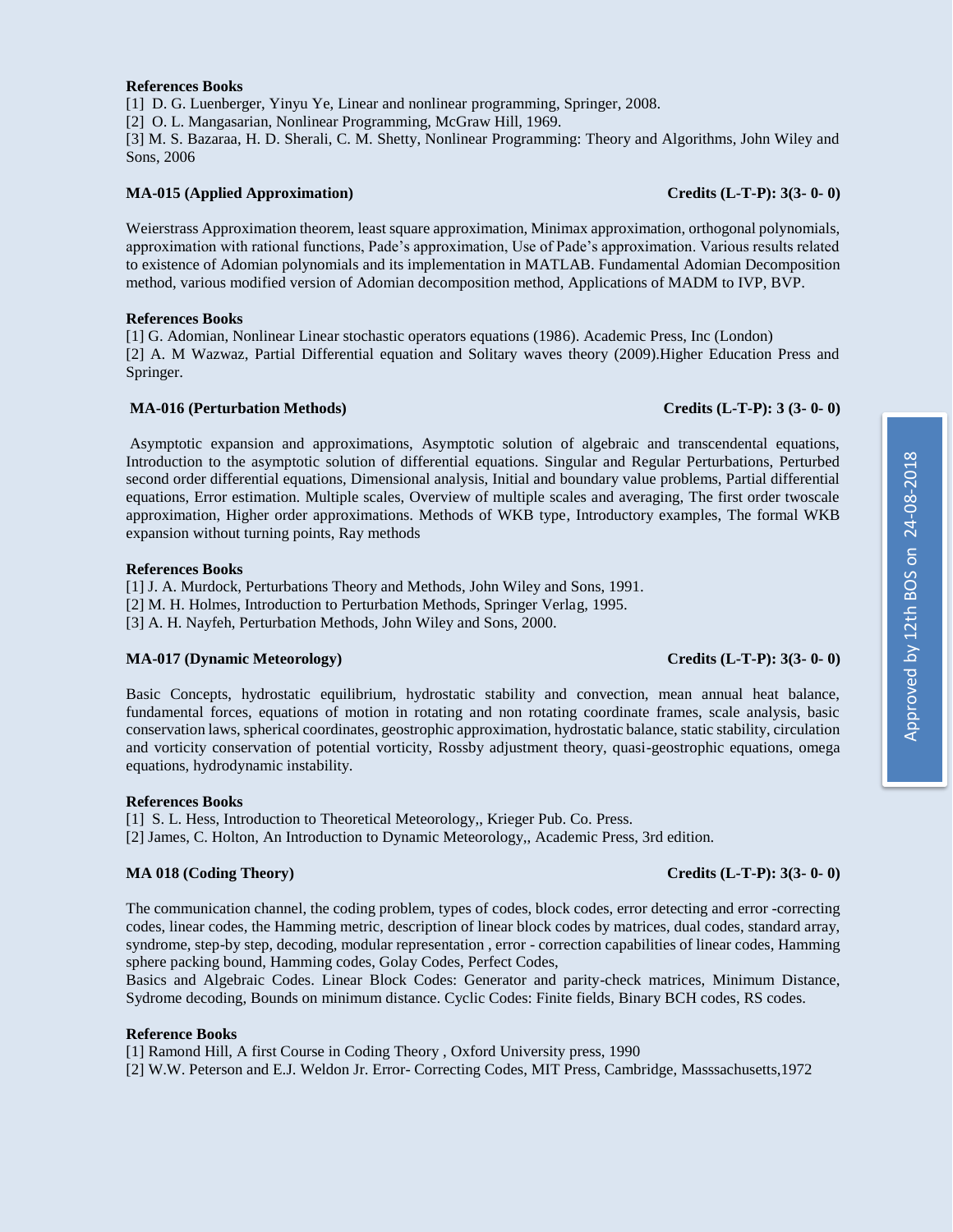**References Books**

[1] D. G. Luenberger, Yinyu Ye, Linear and nonlinear programming, Springer, 2008.
[2] O. L. Mangasarian, Nonlinear Programming, McGraw Hill, 1969.
[3] M. S. Bazaraa, H. D. Sherali, C. M. Shetty, Nonlinear Programming: Theory and Algorithms, John Wiley and Sons, 2006

**MA-015 (Applied Approximation)** **Credits (L-T-P): 3(3- 0- 0)**

Weierstrass Approximation theorem, least square approximation, Minimax approximation, orthogonal polynomials, approximation with rational functions, Pade's approximation, Use of Pade's approximation. Various results related to existence of Adomian polynomials and its implementation in MATLAB. Fundamental Adomian Decomposition method, various modified version of Adomian decomposition method, Applications of MADM to IVP, BVP.

**References Books**

[1] G. Adomian, Nonlinear Linear stochastic operators equations (1986). Academic Press, Inc (London)
[2] A. M Wazwaz, Partial Differential equation and Solitary waves theory (2009).Higher Education Press and Springer.

**MA-016 (Perturbation Methods)** **Credits (L-T-P): 3 (3- 0- 0)**

Asymptotic expansion and approximations, Asymptotic solution of algebraic and transcendental equations, Introduction to the asymptotic solution of differential equations. Singular and Regular Perturbations, Perturbed second order differential equations, Dimensional analysis, Initial and boundary value problems, Partial differential equations, Error estimation. Multiple scales, Overview of multiple scales and averaging, The first order twoscale approximation, Higher order approximations. Methods of WKB type, Introductory examples, The formal WKB expansion without turning points, Ray methods

**References Books**

[1] J. A. Murdock, Perturbations Theory and Methods, John Wiley and Sons, 1991.
[2] M. H. Holmes, Introduction to Perturbation Methods, Springer Verlag, 1995.
[3] A. H. Nayfeh, Perturbation Methods, John Wiley and Sons, 2000.

**MA-017 (Dynamic Meteorology)** **Credits (L-T-P): 3(3- 0- 0)**

Basic Concepts, hydrostatic equilibrium, hydrostatic stability and convection, mean annual heat balance, fundamental forces, equations of motion in rotating and non rotating coordinate frames, scale analysis, basic conservation laws, spherical coordinates, geostrophic approximation, hydrostatic balance, static stability, circulation and vorticity conservation of potential vorticity, Rossby adjustment theory, quasi-geostrophic equations, omega equations, hydrodynamic instability.

**References Books**

[1] S. L. Hess, Introduction to Theoretical Meteorology,, Krieger Pub. Co. Press.
[2] James, C. Holton, An Introduction to Dynamic Meteorology,, Academic Press, 3rd edition.

**MA 018 (Coding Theory)** **Credits (L-T-P): 3(3- 0- 0)**

The communication channel, the coding problem, types of codes, block codes, error detecting and error -correcting codes, linear codes, the Hamming metric, description of linear block codes by matrices, dual codes, standard array, syndrome, step-by step, decoding, modular representation , error - correction capabilities of linear codes, Hamming sphere packing bound, Hamming codes, Golay Codes, Perfect Codes,
Basics and Algebraic Codes. Linear Block Codes: Generator and parity-check matrices, Minimum Distance, Sydrome decoding, Bounds on minimum distance. Cyclic Codes: Finite fields, Binary BCH codes, RS codes.

**Reference Books**

[1] Ramond Hill, A first Course in Coding Theory , Oxford University press, 1990
[2] W.W. Peterson and E.J. Weldon Jr. Error- Correcting Codes, MIT Press, Cambridge, Masssachusetts,1972

Approved by 12th BOS on 24-08-2018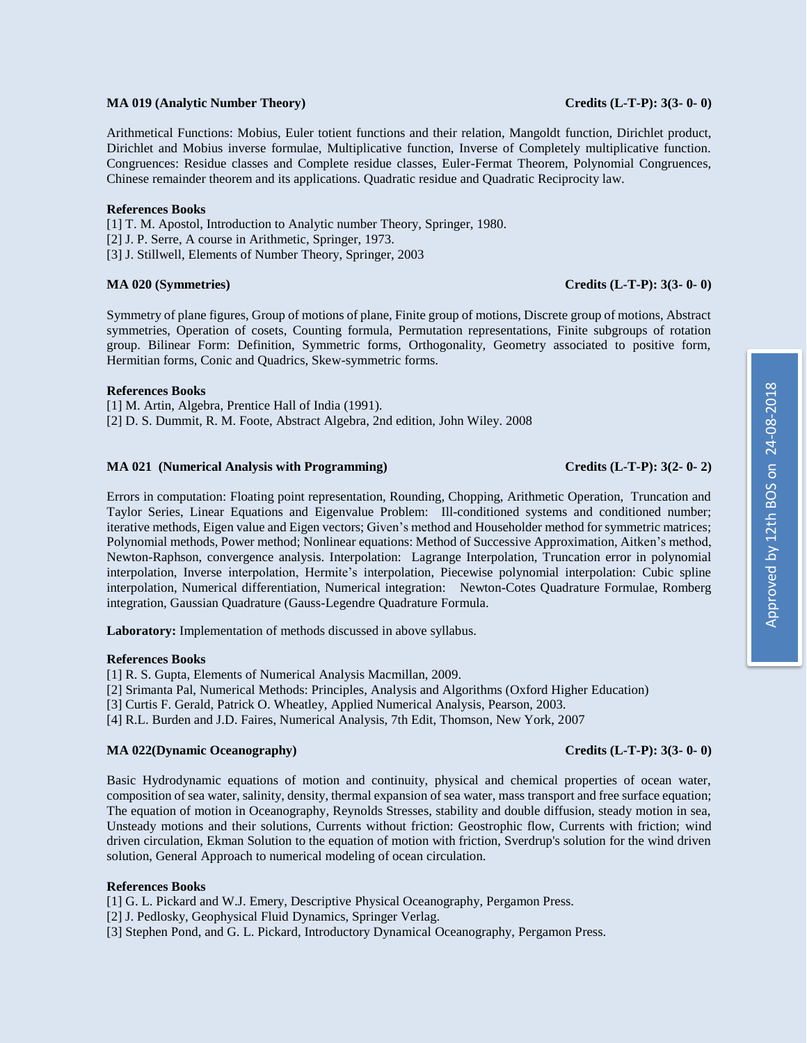**MA 019 (Analytic Number Theory)** **Credits (L-T-P): 3(3- 0- 0)**

Arithmetical Functions: Mobius, Euler totient functions and their relation, Mangoldt function, Dirichlet product, Dirichlet and Mobius inverse formulae, Multiplicative function, Inverse of Completely multiplicative function. Congruences: Residue classes and Complete residue classes, Euler-Fermat Theorem, Polynomial Congruences, Chinese remainder theorem and its applications. Quadratic residue and Quadratic Reciprocity law.

**References Books**

[1] T. M. Apostol, Introduction to Analytic number Theory, Springer, 1980.
[2] J. P. Serre, A course in Arithmetic, Springer, 1973.
[3] J. Stillwell, Elements of Number Theory, Springer, 2003

**MA 020 (Symmetries)** **Credits (L-T-P): 3(3- 0- 0)**

Symmetry of plane figures, Group of motions of plane, Finite group of motions, Discrete group of motions, Abstract symmetries, Operation of cosets, Counting formula, Permutation representations, Finite subgroups of rotation group. Bilinear Form: Definition, Symmetric forms, Orthogonality, Geometry associated to positive form, Hermitian forms, Conic and Quadrics, Skew-symmetric forms.

**References Books**

[1] M. Artin, Algebra, Prentice Hall of India (1991).
[2] D. S. Dummit, R. M. Foote, Abstract Algebra, 2nd edition, John Wiley. 2008

**MA 021 (Numerical Analysis with Programming)** **Credits (L-T-P): 3(2- 0- 2)**

Errors in computation: Floating point representation, Rounding, Chopping, Arithmetic Operation, Truncation and Taylor Series, Linear Equations and Eigenvalue Problem: Ill-conditioned systems and conditioned number; iterative methods, Eigen value and Eigen vectors; Given's method and Householder method for symmetric matrices; Polynomial methods, Power method; Nonlinear equations: Method of Successive Approximation, Aitken's method, Newton-Raphson, convergence analysis. Interpolation: Lagrange Interpolation, Truncation error in polynomial interpolation, Inverse interpolation, Hermite's interpolation, Piecewise polynomial interpolation: Cubic spline interpolation, Numerical differentiation, Numerical integration: Newton-Cotes Quadrature Formulae, Romberg integration, Gaussian Quadrature (Gauss-Legendre Quadrature Formula.

**Laboratory:** Implementation of methods discussed in above syllabus.

**References Books**

[1] R. S. Gupta, Elements of Numerical Analysis Macmillan, 2009.
[2] Srimanta Pal, Numerical Methods: Principles, Analysis and Algorithms (Oxford Higher Education)
[3] Curtis F. Gerald, Patrick O. Wheatley, Applied Numerical Analysis, Pearson, 2003.
[4] R.L. Burden and J.D. Faires, Numerical Analysis, 7th Edit, Thomson, New York, 2007

**MA 022(Dynamic Oceanography)** **Credits (L-T-P): 3(3- 0- 0)**

Basic Hydrodynamic equations of motion and continuity, physical and chemical properties of ocean water, composition of sea water, salinity, density, thermal expansion of sea water, mass transport and free surface equation; The equation of motion in Oceanography, Reynolds Stresses, stability and double diffusion, steady motion in sea, Unsteady motions and their solutions, Currents without friction: Geostrophic flow, Currents with friction; wind driven circulation, Ekman Solution to the equation of motion with friction, Sverdrup's solution for the wind driven solution, General Approach to numerical modeling of ocean circulation.

**References Books**

[1] G. L. Pickard and W.J. Emery, Descriptive Physical Oceanography, Pergamon Press.
[2] J. Pedlosky, Geophysical Fluid Dynamics, Springer Verlag.
[3] Stephen Pond, and G. L. Pickard, Introductory Dynamical Oceanography, Pergamon Press.

Approved by 12th BOS on 24-08-2018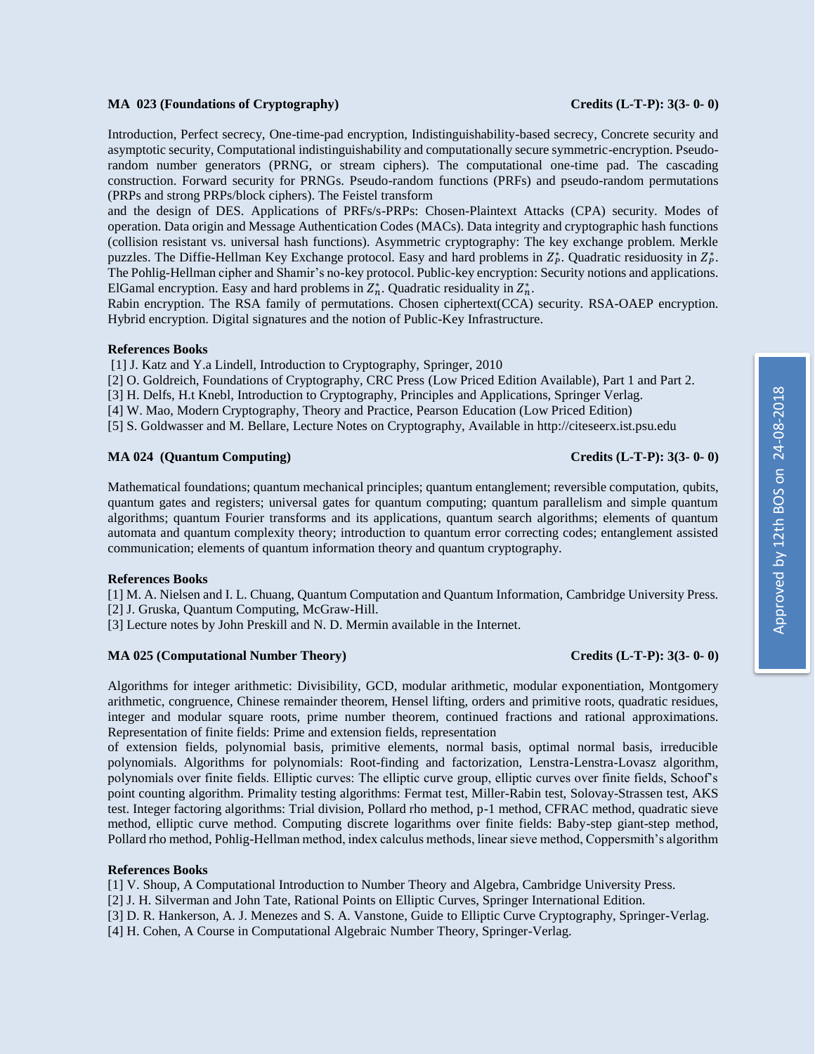**MA 023 (Foundations of Cryptography)** **Credits (L-T-P): 3(3- 0- 0)**

Introduction, Perfect secrecy, One-time-pad encryption, Indistinguishability-based secrecy, Concrete security and asymptotic security, Computational indistinguishability and computationally secure symmetric-encryption. Pseudo-random number generators (PRNG, or stream ciphers). The computational one-time pad. The cascading construction. Forward security for PRNGs. Pseudo-random functions (PRFs) and pseudo-random permutations (PRPs and strong PRPs/block ciphers). The Feistel transform
and the design of DES. Applications of PRFs/s-PRPs: Chosen-Plaintext Attacks (CPA) security. Modes of operation. Data origin and Message Authentication Codes (MACs). Data integrity and cryptographic hash functions (collision resistant vs. universal hash functions). Asymmetric cryptography: The key exchange problem. Merkle puzzles. The Diffie-Hellman Key Exchange protocol. Easy and hard problems in $Z_P^*$. Quadratic residuosity in $Z_P^*$. The Pohlig-Hellman cipher and Shamir's no-key protocol. Public-key encryption: Security notions and applications. ElGamal encryption. Easy and hard problems in $Z_n^*$. Quadratic residuality in $Z_n^*$.
Rabin encryption. The RSA family of permutations. Chosen ciphertext(CCA) security. RSA-OAEP encryption. Hybrid encryption. Digital signatures and the notion of Public-Key Infrastructure.

**References Books**

[1] J. Katz and Y.a Lindell, Introduction to Cryptography, Springer, 2010
[2] O. Goldreich, Foundations of Cryptography, CRC Press (Low Priced Edition Available), Part 1 and Part 2.
[3] H. Delfs, H.t Knebl, Introduction to Cryptography, Principles and Applications, Springer Verlag.
[4] W. Mao, Modern Cryptography, Theory and Practice, Pearson Education (Low Priced Edition)
[5] S. Goldwasser and M. Bellare, Lecture Notes on Cryptography, Available in http://citeseerx.ist.psu.edu

**MA 024 (Quantum Computing)** **Credits (L-T-P): 3(3- 0- 0)**

Mathematical foundations; quantum mechanical principles; quantum entanglement; reversible computation, qubits, quantum gates and registers; universal gates for quantum computing; quantum parallelism and simple quantum algorithms; quantum Fourier transforms and its applications, quantum search algorithms; elements of quantum automata and quantum complexity theory; introduction to quantum error correcting codes; entanglement assisted communication; elements of quantum information theory and quantum cryptography.

**References Books**

[1] M. A. Nielsen and I. L. Chuang, Quantum Computation and Quantum Information, Cambridge University Press.
[2] J. Gruska, Quantum Computing, McGraw-Hill.
[3] Lecture notes by John Preskill and N. D. Mermin available in the Internet.

**MA 025 (Computational Number Theory)** **Credits (L-T-P): 3(3- 0- 0)**

Algorithms for integer arithmetic: Divisibility, GCD, modular arithmetic, modular exponentiation, Montgomery arithmetic, congruence, Chinese remainder theorem, Hensel lifting, orders and primitive roots, quadratic residues, integer and modular square roots, prime number theorem, continued fractions and rational approximations. Representation of finite fields: Prime and extension fields, representation
of extension fields, polynomial basis, primitive elements, normal basis, optimal normal basis, irreducible polynomials. Algorithms for polynomials: Root-finding and factorization, Lenstra-Lenstra-Lovasz algorithm, polynomials over finite fields. Elliptic curves: The elliptic curve group, elliptic curves over finite fields, Schoof's point counting algorithm. Primality testing algorithms: Fermat test, Miller-Rabin test, Solovay-Strassen test, AKS test. Integer factoring algorithms: Trial division, Pollard rho method, p-1 method, CFRAC method, quadratic sieve method, elliptic curve method. Computing discrete logarithms over finite fields: Baby-step giant-step method, Pollard rho method, Pohlig-Hellman method, index calculus methods, linear sieve method, Coppersmith's algorithm

**References Books**

[1] V. Shoup, A Computational Introduction to Number Theory and Algebra, Cambridge University Press.
[2] J. H. Silverman and John Tate, Rational Points on Elliptic Curves, Springer International Edition.
[3] D. R. Hankerson, A. J. Menezes and S. A. Vanstone, Guide to Elliptic Curve Cryptography, Springer-Verlag.
[4] H. Cohen, A Course in Computational Algebraic Number Theory, Springer-Verlag.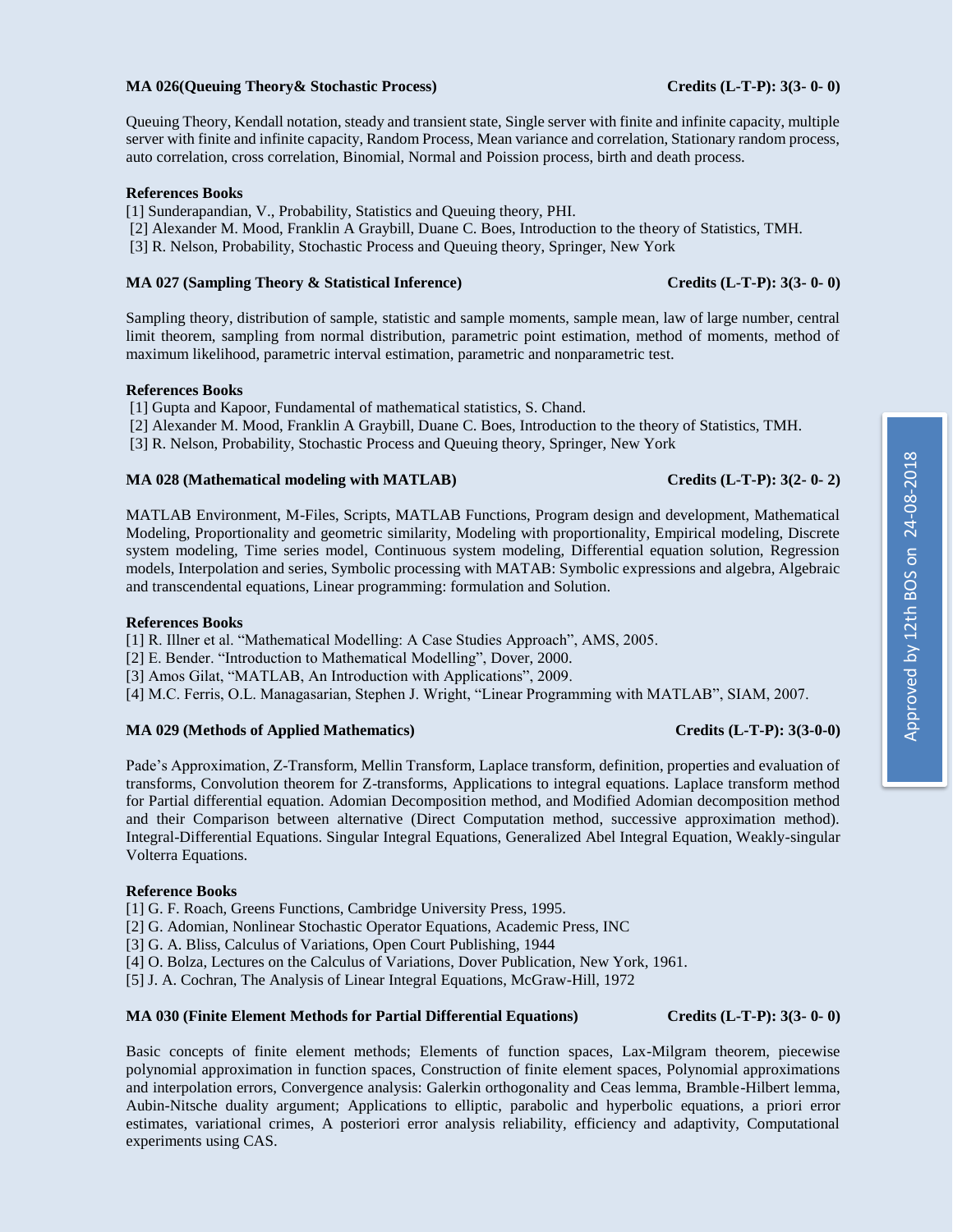### MA 026(Queuing Theory& Stochastic Process) — Credits (L-T-P): 3(3- 0- 0)

Queuing Theory, Kendall notation, steady and transient state, Single server with finite and infinite capacity, multiple server with finite and infinite capacity, Random Process, Mean variance and correlation, Stationary random process, auto correlation, cross correlation, Binomial, Normal and Poission process, birth and death process.

**References Books**

[1] Sunderapandian, V., Probability, Statistics and Queuing theory, PHI.
[2] Alexander M. Mood, Franklin A Graybill, Duane C. Boes, Introduction to the theory of Statistics, TMH.
[3] R. Nelson, Probability, Stochastic Process and Queuing theory, Springer, New York

### MA 027 (Sampling Theory & Statistical Inference) — Credits (L-T-P): 3(3- 0- 0)

Sampling theory, distribution of sample, statistic and sample moments, sample mean, law of large number, central limit theorem, sampling from normal distribution, parametric point estimation, method of moments, method of maximum likelihood, parametric interval estimation, parametric and nonparametric test.

**References Books**

[1] Gupta and Kapoor, Fundamental of mathematical statistics, S. Chand.
[2] Alexander M. Mood, Franklin A Graybill, Duane C. Boes, Introduction to the theory of Statistics, TMH.
[3] R. Nelson, Probability, Stochastic Process and Queuing theory, Springer, New York

### MA 028 (Mathematical modeling with MATLAB) — Credits (L-T-P): 3(2- 0- 2)

MATLAB Environment, M-Files, Scripts, MATLAB Functions, Program design and development, Mathematical Modeling, Proportionality and geometric similarity, Modeling with proportionality, Empirical modeling, Discrete system modeling, Time series model, Continuous system modeling, Differential equation solution, Regression models, Interpolation and series, Symbolic processing with MATAB: Symbolic expressions and algebra, Algebraic and transcendental equations, Linear programming: formulation and Solution.

**References Books**

[1] R. Illner et al. "Mathematical Modelling: A Case Studies Approach", AMS, 2005.
[2] E. Bender. "Introduction to Mathematical Modelling", Dover, 2000.
[3] Amos Gilat, "MATLAB, An Introduction with Applications", 2009.
[4] M.C. Ferris, O.L. Managasarian, Stephen J. Wright, "Linear Programming with MATLAB", SIAM, 2007.

### MA 029 (Methods of Applied Mathematics) — Credits (L-T-P): 3(3-0-0)

Pade's Approximation, Z-Transform, Mellin Transform, Laplace transform, definition, properties and evaluation of transforms, Convolution theorem for Z-transforms, Applications to integral equations. Laplace transform method for Partial differential equation. Adomian Decomposition method, and Modified Adomian decomposition method and their Comparison between alternative (Direct Computation method, successive approximation method). Integral-Differential Equations. Singular Integral Equations, Generalized Abel Integral Equation, Weakly-singular Volterra Equations.

**Reference Books**

[1] G. F. Roach, Greens Functions, Cambridge University Press, 1995.
[2] G. Adomian, Nonlinear Stochastic Operator Equations, Academic Press, INC
[3] G. A. Bliss, Calculus of Variations, Open Court Publishing, 1944
[4] O. Bolza, Lectures on the Calculus of Variations, Dover Publication, New York, 1961.
[5] J. A. Cochran, The Analysis of Linear Integral Equations, McGraw-Hill, 1972

### MA 030 (Finite Element Methods for Partial Differential Equations) — Credits (L-T-P): 3(3- 0- 0)

Basic concepts of finite element methods; Elements of function spaces, Lax-Milgram theorem, piecewise polynomial approximation in function spaces, Construction of finite element spaces, Polynomial approximations and interpolation errors, Convergence analysis: Galerkin orthogonality and Ceas lemma, Bramble-Hilbert lemma, Aubin-Nitsche duality argument; Applications to elliptic, parabolic and hyperbolic equations, a priori error estimates, variational crimes, A posteriori error analysis reliability, efficiency and adaptivity, Computational experiments using CAS.

Approved by 12th BOS on 24-08-2018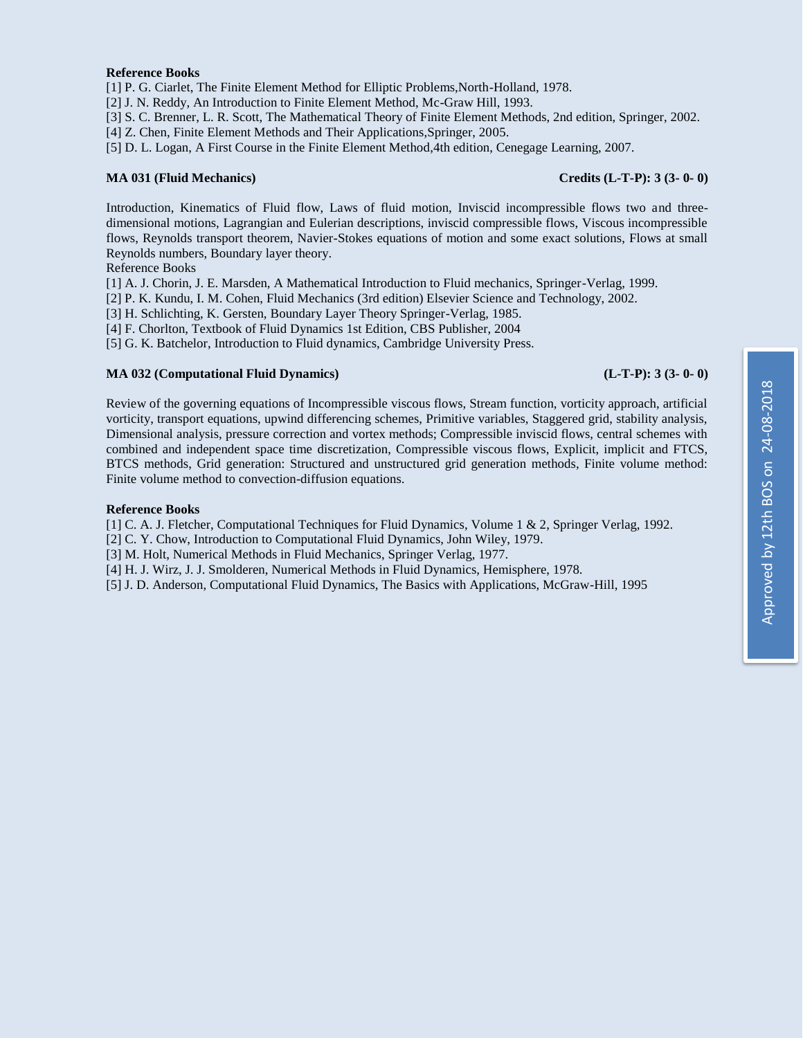**Reference Books**

[1] P. G. Ciarlet, The Finite Element Method for Elliptic Problems,North-Holland, 1978.
[2] J. N. Reddy, An Introduction to Finite Element Method, Mc-Graw Hill, 1993.
[3] S. C. Brenner, L. R. Scott, The Mathematical Theory of Finite Element Methods, 2nd edition, Springer, 2002.
[4] Z. Chen, Finite Element Methods and Their Applications,Springer, 2005.
[5] D. L. Logan, A First Course in the Finite Element Method,4th edition, Cenegage Learning, 2007.

**MA 031 (Fluid Mechanics) Credits (L-T-P): 3 (3- 0- 0)**

Introduction, Kinematics of Fluid flow, Laws of fluid motion, Inviscid incompressible flows two and three-dimensional motions, Lagrangian and Eulerian descriptions, inviscid compressible flows, Viscous incompressible flows, Reynolds transport theorem, Navier-Stokes equations of motion and some exact solutions, Flows at small Reynolds numbers, Boundary layer theory.

Reference Books

[1] A. J. Chorin, J. E. Marsden, A Mathematical Introduction to Fluid mechanics, Springer-Verlag, 1999.
[2] P. K. Kundu, I. M. Cohen, Fluid Mechanics (3rd edition) Elsevier Science and Technology, 2002.
[3] H. Schlichting, K. Gersten, Boundary Layer Theory Springer-Verlag, 1985.
[4] F. Chorlton, Textbook of Fluid Dynamics 1st Edition, CBS Publisher, 2004
[5] G. K. Batchelor, Introduction to Fluid dynamics, Cambridge University Press.

**MA 032 (Computational Fluid Dynamics) (L-T-P): 3 (3- 0- 0)**

Review of the governing equations of Incompressible viscous flows, Stream function, vorticity approach, artificial vorticity, transport equations, upwind differencing schemes, Primitive variables, Staggered grid, stability analysis, Dimensional analysis, pressure correction and vortex methods; Compressible inviscid flows, central schemes with combined and independent space time discretization, Compressible viscous flows, Explicit, implicit and FTCS, BTCS methods, Grid generation: Structured and unstructured grid generation methods, Finite volume method: Finite volume method to convection-diffusion equations.

**Reference Books**

[1] C. A. J. Fletcher, Computational Techniques for Fluid Dynamics, Volume 1 & 2, Springer Verlag, 1992.
[2] C. Y. Chow, Introduction to Computational Fluid Dynamics, John Wiley, 1979.
[3] M. Holt, Numerical Methods in Fluid Mechanics, Springer Verlag, 1977.
[4] H. J. Wirz, J. J. Smolderen, Numerical Methods in Fluid Dynamics, Hemisphere, 1978.
[5] J. D. Anderson, Computational Fluid Dynamics, The Basics with Applications, McGraw-Hill, 1995

Approved by 12th BOS on 24-08-2018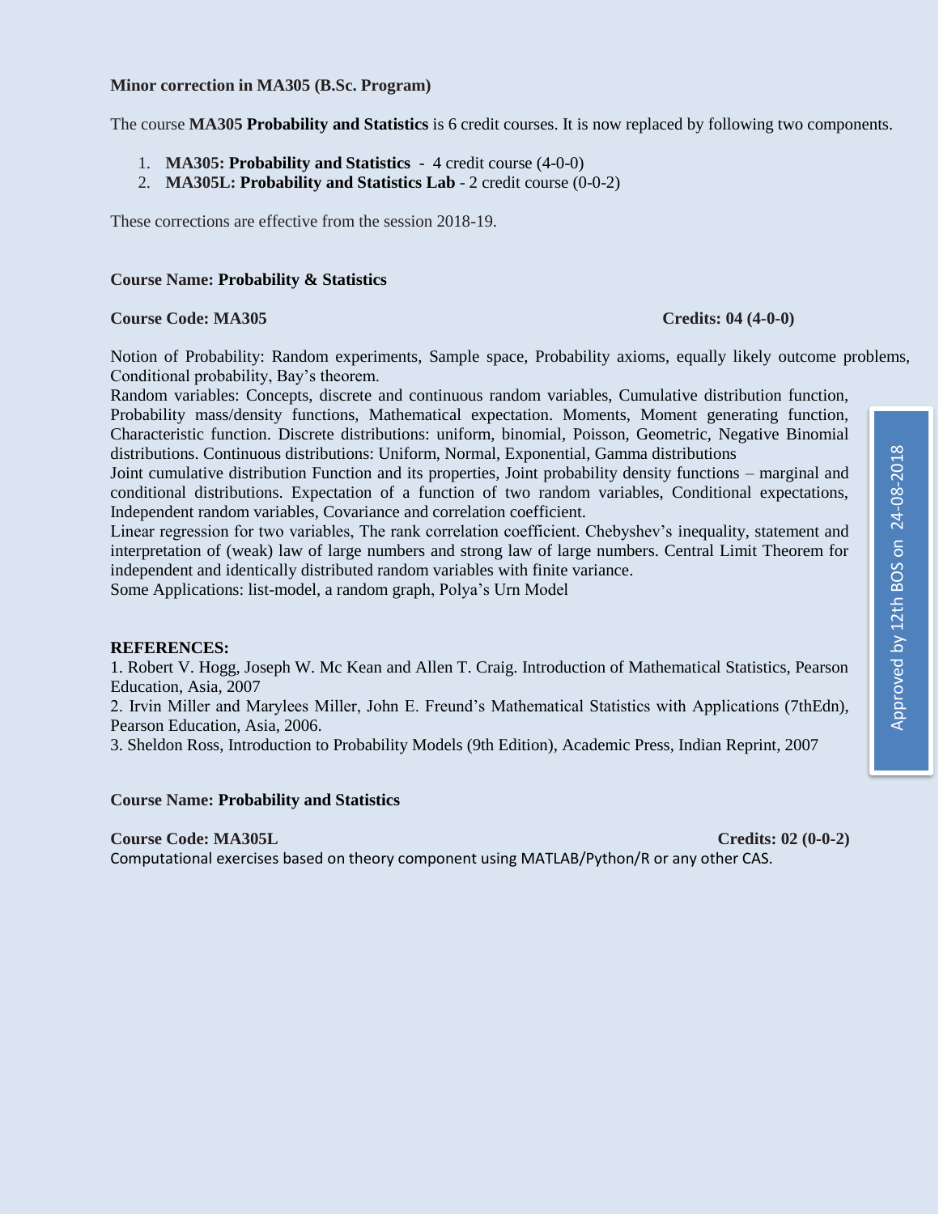**Minor correction in MA305 (B.Sc. Program)**

The course **MA305 Probability and Statistics** is 6 credit courses. It is now replaced by following two components.

1. **MA305: Probability and Statistics** - 4 credit course (4-0-0)
2. **MA305L: Probability and Statistics Lab** - 2 credit course (0-0-2)

These corrections are effective from the session 2018-19.

**Course Name: Probability & Statistics**

**Course Code: MA305** **Credits: 04 (4-0-0)**

Notion of Probability: Random experiments, Sample space, Probability axioms, equally likely outcome problems, Conditional probability, Bay's theorem.
Random variables: Concepts, discrete and continuous random variables, Cumulative distribution function, Probability mass/density functions, Mathematical expectation. Moments, Moment generating function, Characteristic function. Discrete distributions: uniform, binomial, Poisson, Geometric, Negative Binomial distributions. Continuous distributions: Uniform, Normal, Exponential, Gamma distributions
Joint cumulative distribution Function and its properties, Joint probability density functions – marginal and conditional distributions. Expectation of a function of two random variables, Conditional expectations, Independent random variables, Covariance and correlation coefficient.
Linear regression for two variables, The rank correlation coefficient. Chebyshev's inequality, statement and interpretation of (weak) law of large numbers and strong law of large numbers. Central Limit Theorem for independent and identically distributed random variables with finite variance.
Some Applications: list-model, a random graph, Polya's Urn Model

Approved by 12th BOS on 24-08-2018

**REFERENCES:**

1. Robert V. Hogg, Joseph W. Mc Kean and Allen T. Craig. Introduction of Mathematical Statistics, Pearson Education, Asia, 2007
2. Irvin Miller and Marylees Miller, John E. Freund's Mathematical Statistics with Applications (7thEdn), Pearson Education, Asia, 2006.
3. Sheldon Ross, Introduction to Probability Models (9th Edition), Academic Press, Indian Reprint, 2007

**Course Name: Probability and Statistics**

**Course Code: MA305L** **Credits: 02 (0-0-2)**

Computational exercises based on theory component using MATLAB/Python/R or any other CAS.